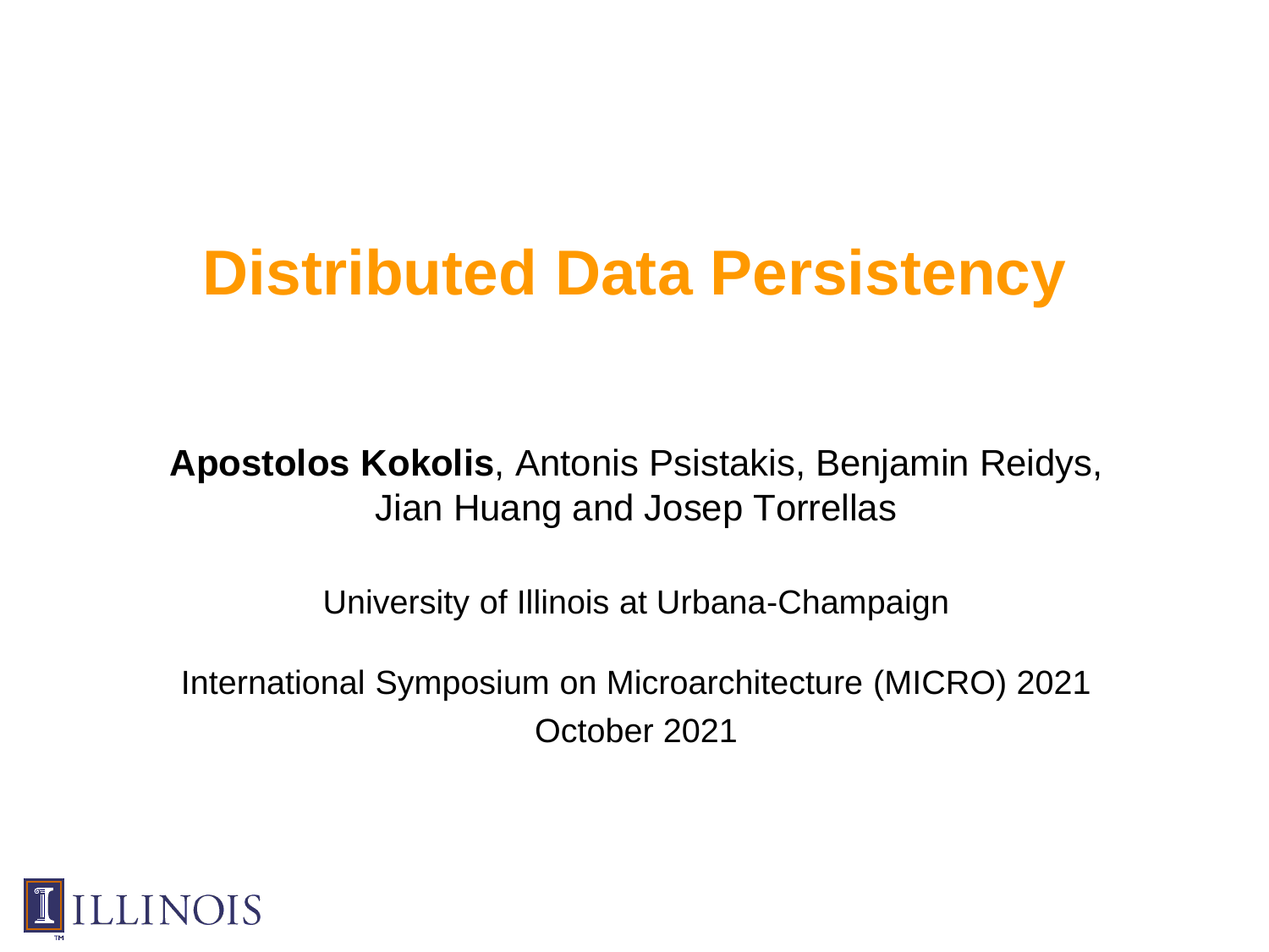# Distributed Data Persistency

**Apostolos Kokolis**, Antonis Psistakis, Benjamin Reidys, Jian Huang and Josep Torrellas

University of Illinois at Urbana-Champaign

International Symposium on Microarchitecture (MICRO) 2021
October 2021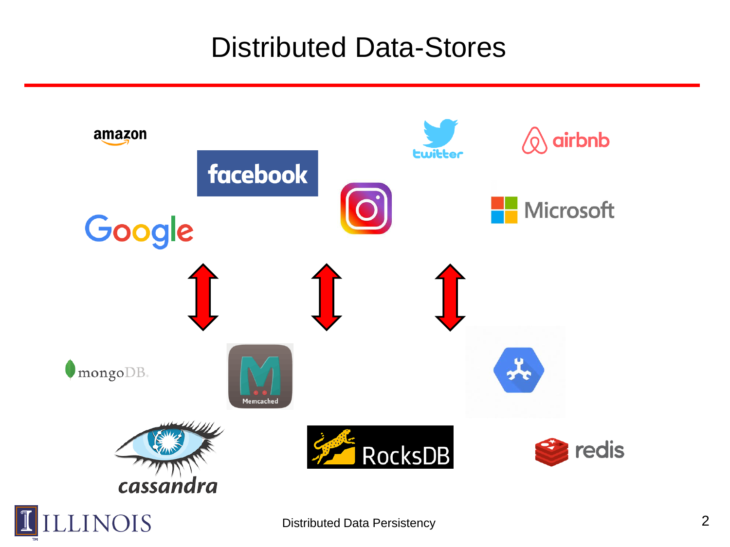# Distributed Data-Stores

amazon

facebook

twitter

airbnb

Google

Microsoft

mongoDB.

Memcached

cassandra

RocksDB

redis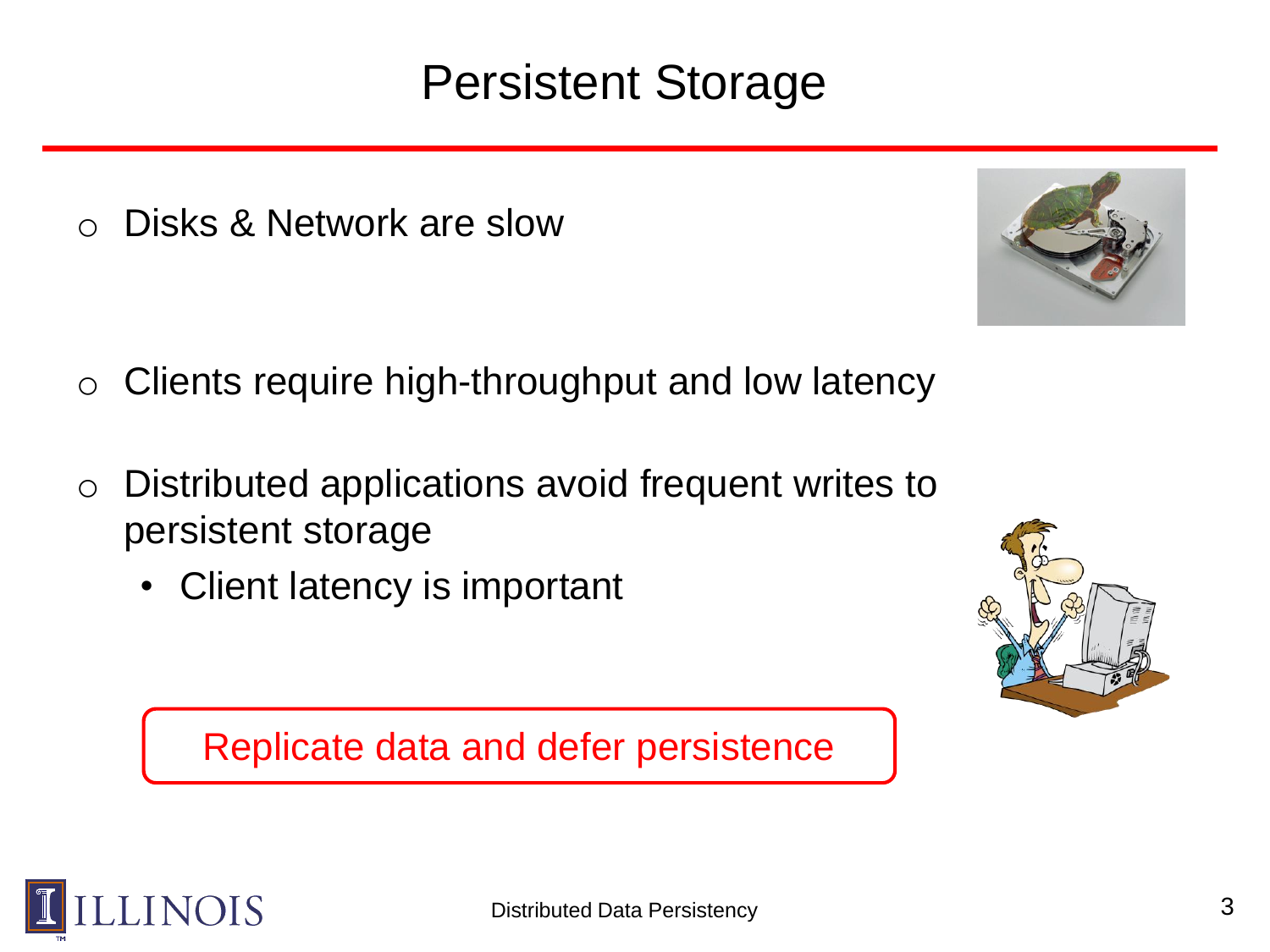# Persistent Storage

- Disks & Network are slow

- Clients require high-throughput and low latency

- Distributed applications avoid frequent writes to persistent storage
  - Client latency is important

Replicate data and defer persistence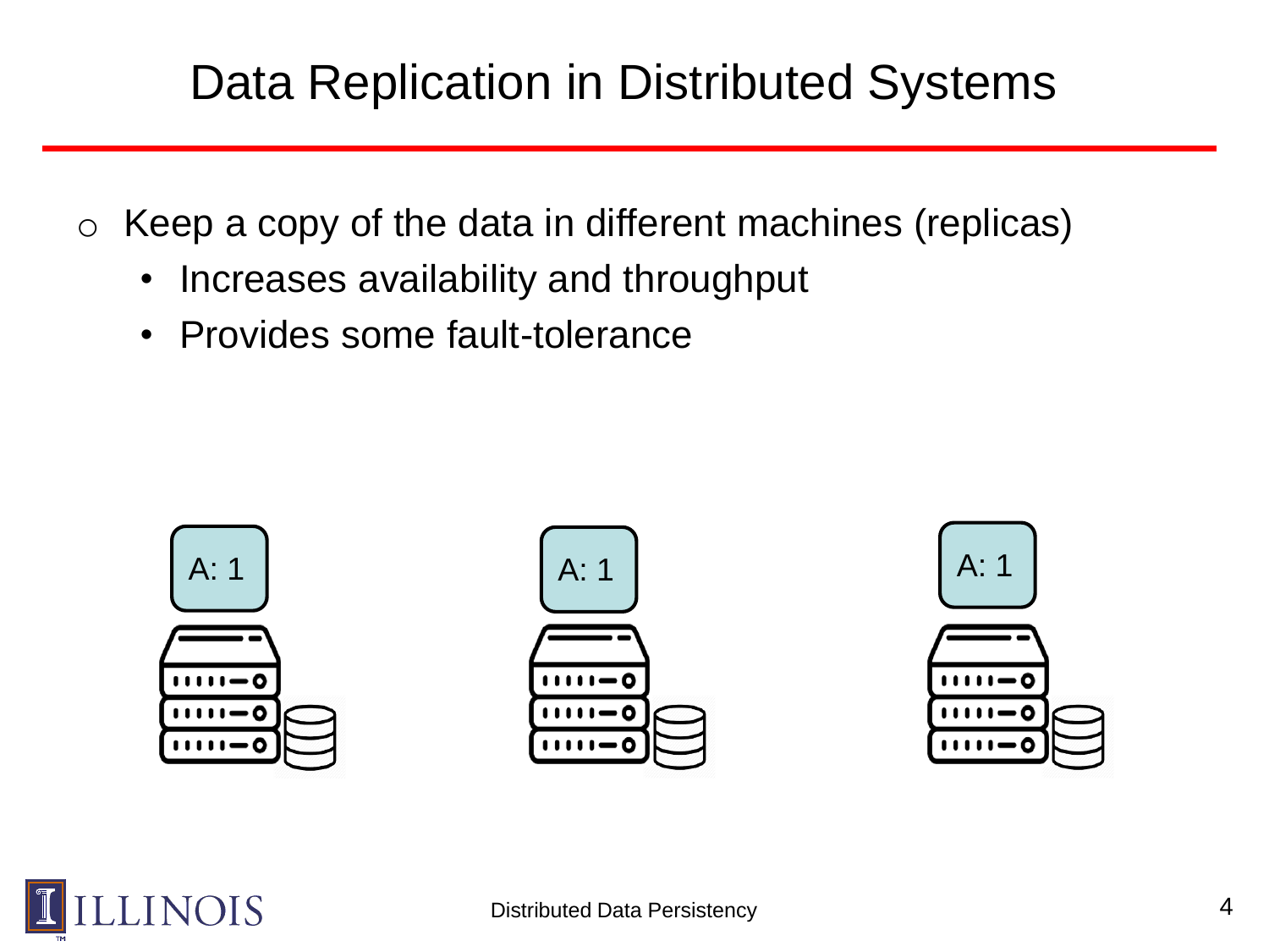# Data Replication in Distributed Systems

- Keep a copy of the data in different machines (replicas)
  - Increases availability and throughput
  - Provides some fault-tolerance

A: 1

A: 1

A: 1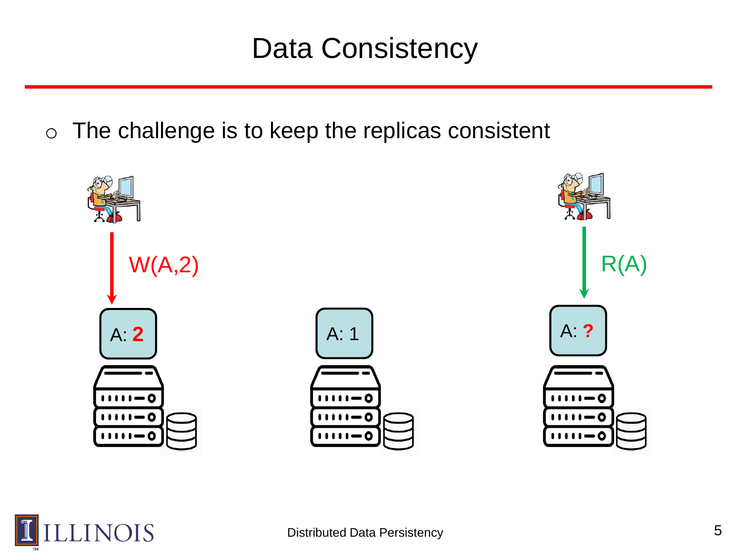# Data Consistency

- The challenge is to keep the replicas consistent

W(A,2)

R(A)

A: 2

A: 1

A: ?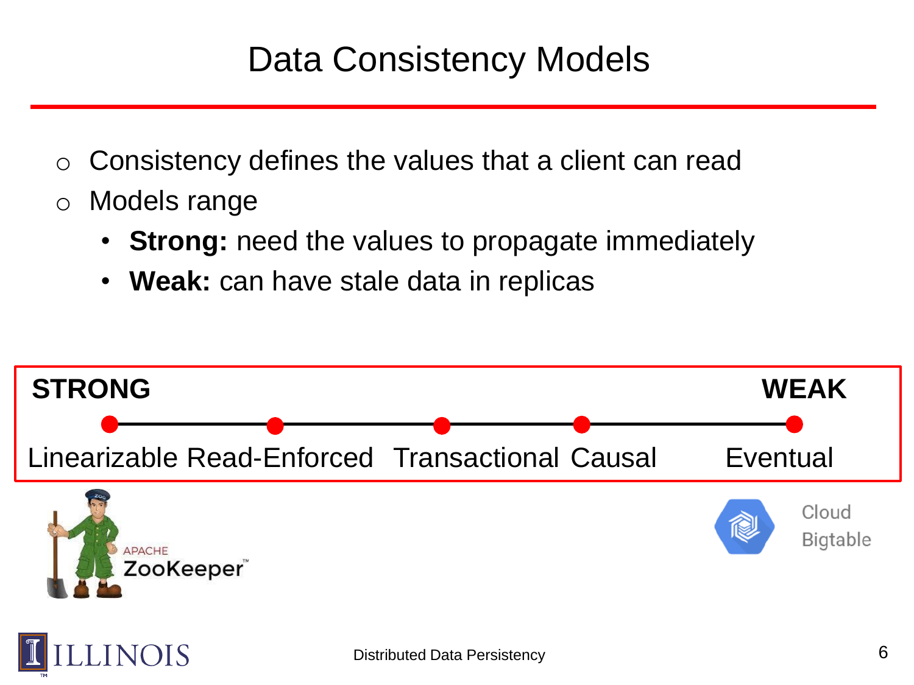# Data Consistency Models

- Consistency defines the values that a client can read
- Models range
  - **Strong:** need the values to propagate immediately
  - **Weak:** can have stale data in replicas

**STRONG** **WEAK**

Linearizable Read-Enforced Transactional Causal Eventual

APACHE ZooKeeper

Cloud Bigtable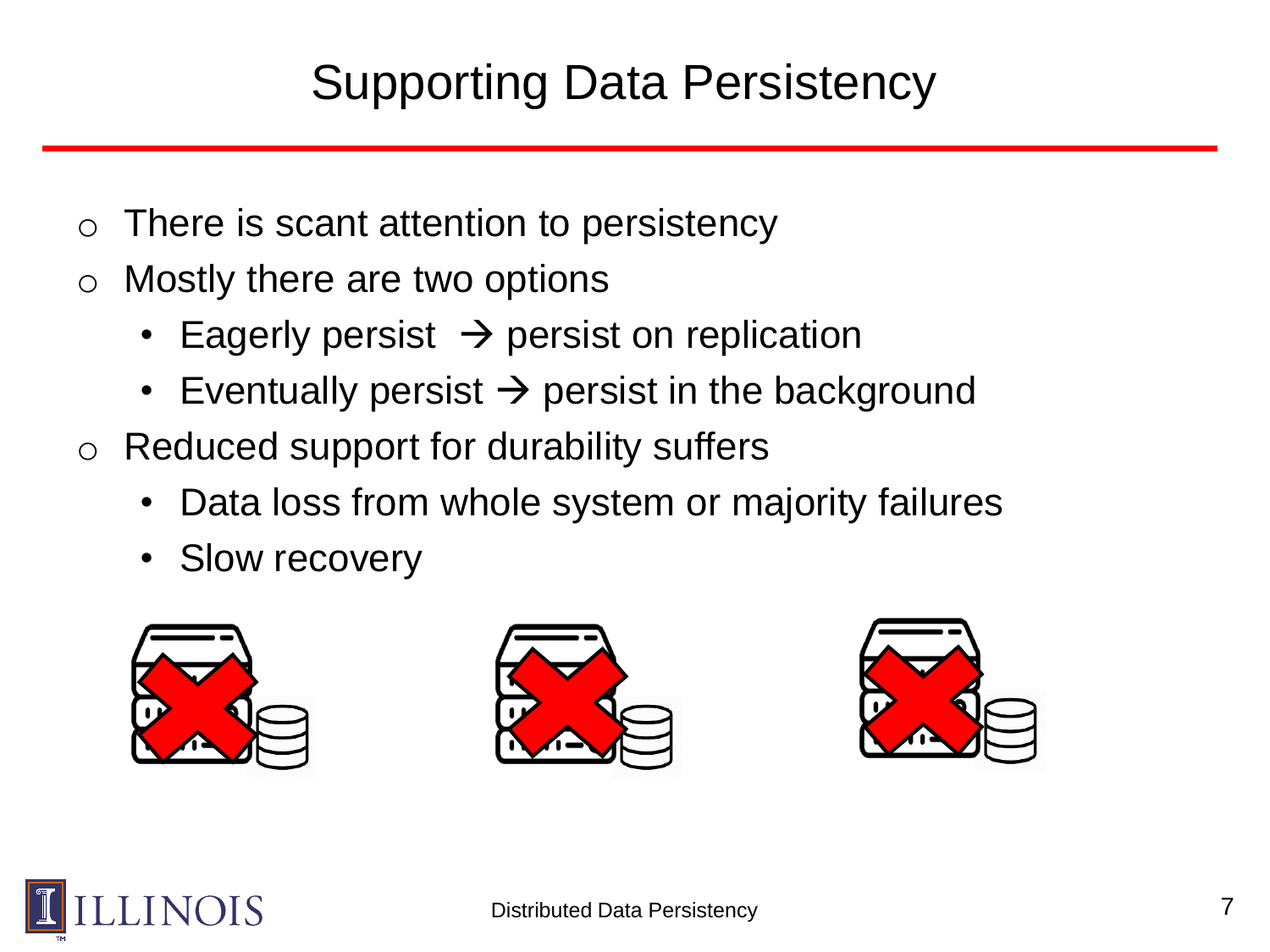# Supporting Data Persistency

- There is scant attention to persistency
- Mostly there are two options
  - Eagerly persist → persist on replication
  - Eventually persist → persist in the background
- Reduced support for durability suffers
  - Data loss from whole system or majority failures
  - Slow recovery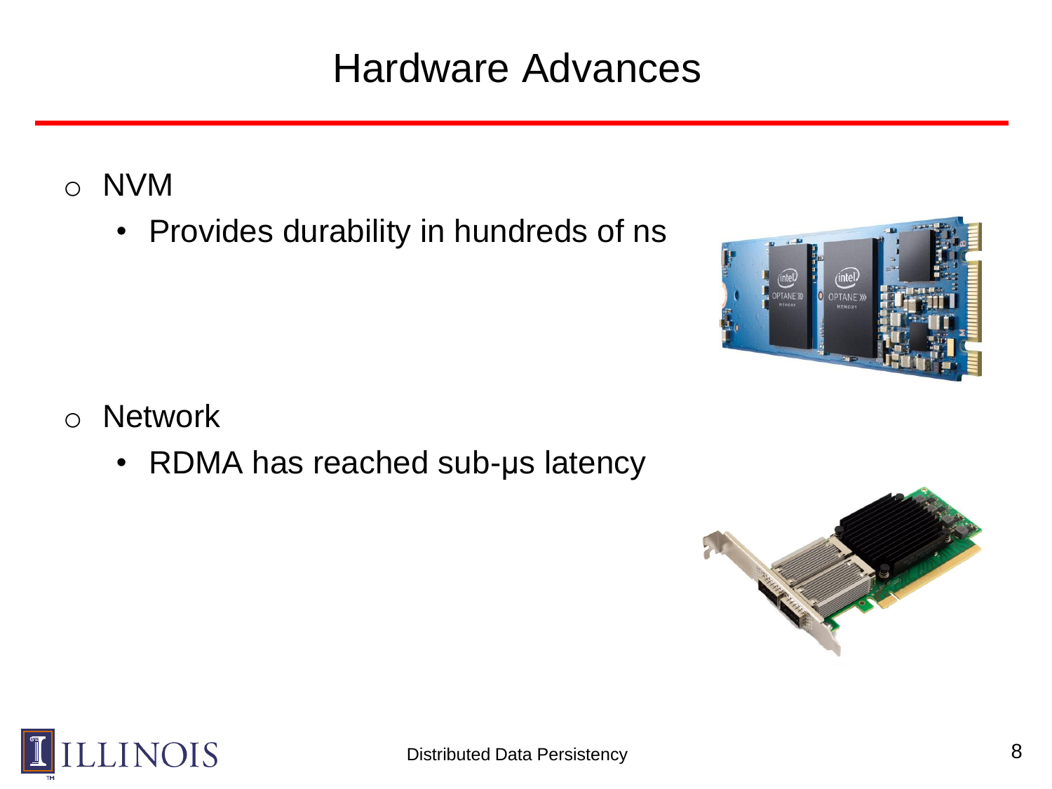# Hardware Advances

- NVM
  - Provides durability in hundreds of ns
- Network
  - RDMA has reached sub-μs latency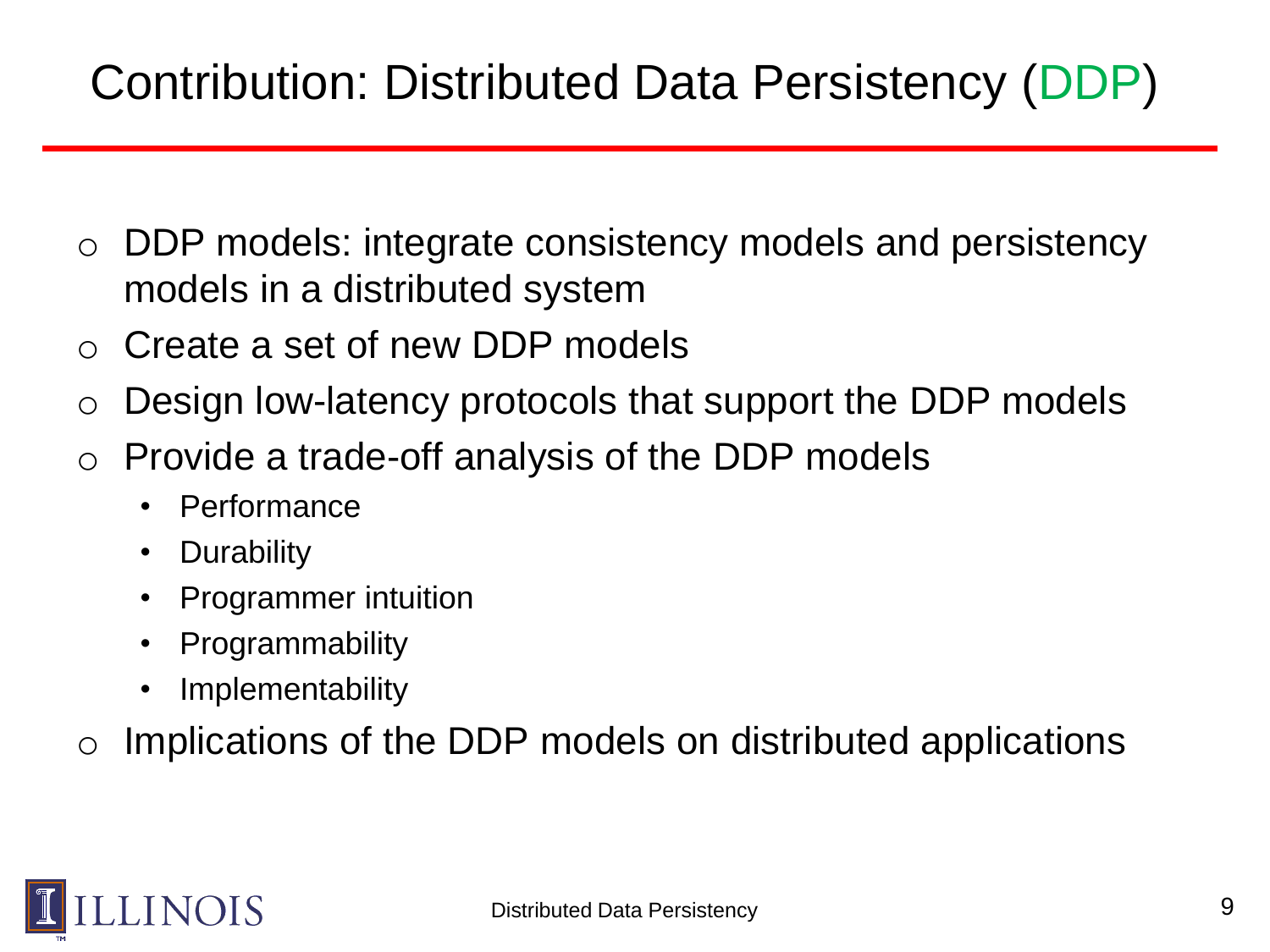# Contribution: Distributed Data Persistency (DDP)

- DDP models: integrate consistency models and persistency models in a distributed system
- Create a set of new DDP models
- Design low-latency protocols that support the DDP models
- Provide a trade-off analysis of the DDP models
  - Performance
  - Durability
  - Programmer intuition
  - Programmability
  - Implementability
- Implications of the DDP models on distributed applications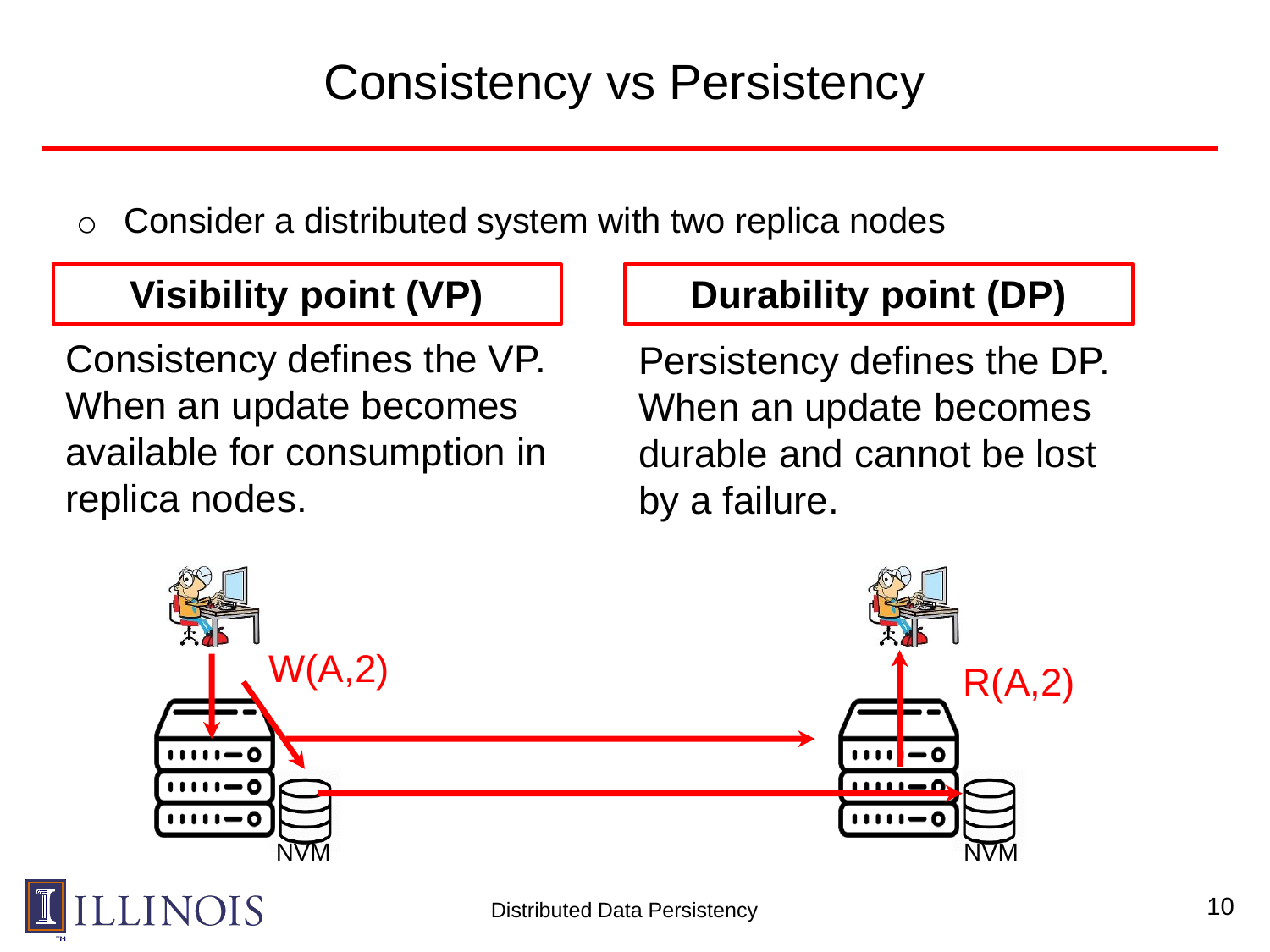# Consistency vs Persistency

- Consider a distributed system with two replica nodes

**Visibility point (VP)**

Consistency defines the VP. When an update becomes available for consumption in replica nodes.

**Durability point (DP)**

Persistency defines the DP. When an update becomes durable and cannot be lost by a failure.

W(A,2)

R(A,2)

NVM

NVM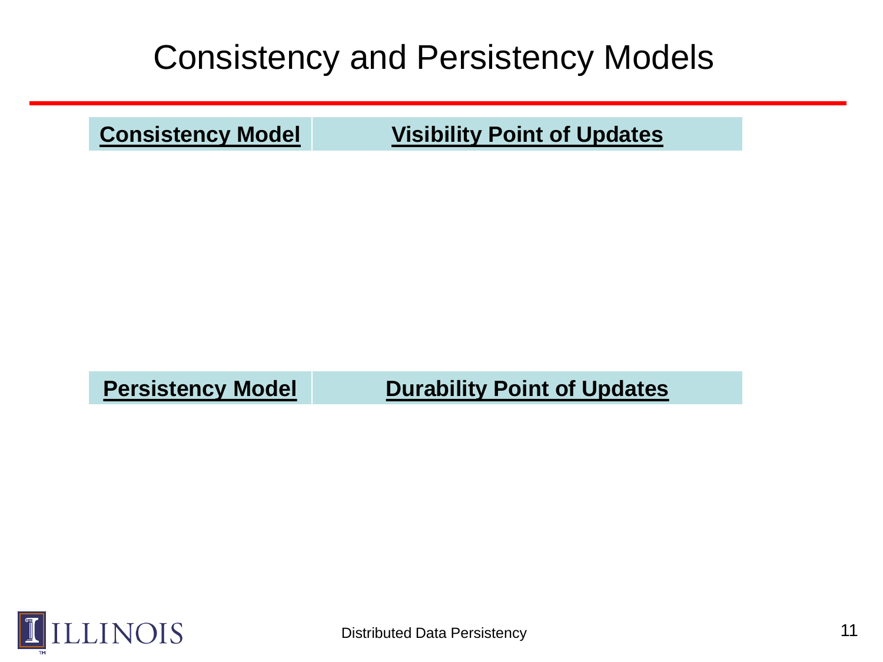# Consistency and Persistency Models

| **Consistency Model** | **Visibility Point of Updates** |
| --- | --- |

| **Persistency Model** | **Durability Point of Updates** |
| --- | --- |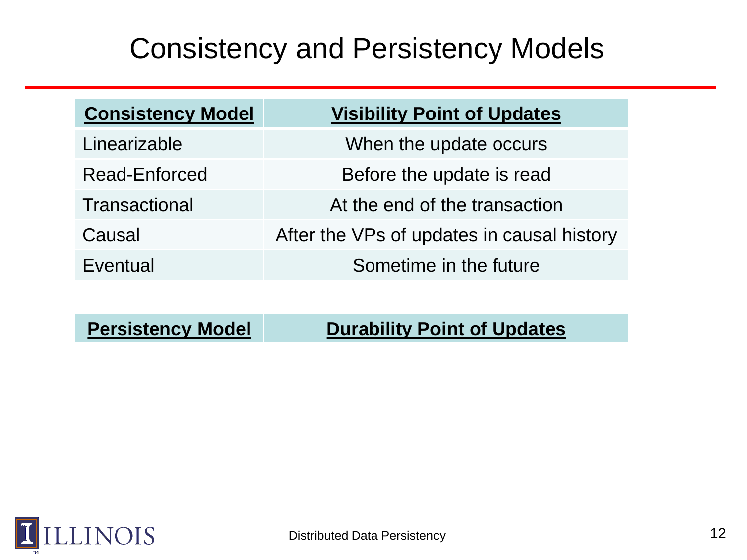# Consistency and Persistency Models

| Consistency Model | Visibility Point of Updates |
| --- | --- |
| Linearizable | When the update occurs |
| Read-Enforced | Before the update is read |
| Transactional | At the end of the transaction |
| Causal | After the VPs of updates in causal history |
| Eventual | Sometime in the future |

| Persistency Model | Durability Point of Updates |
| --- | --- |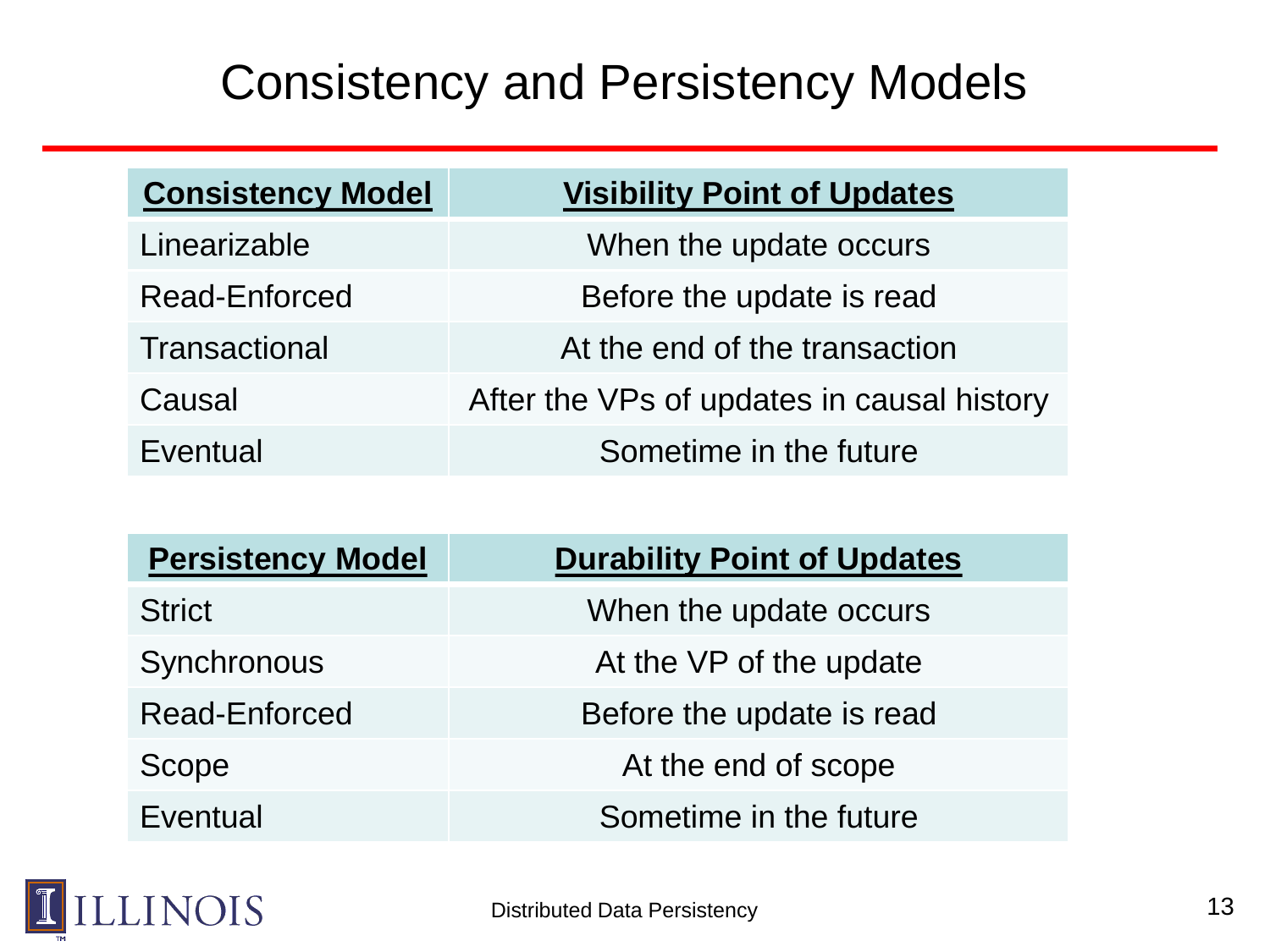# Consistency and Persistency Models

| Consistency Model | Visibility Point of Updates |
|---|---|
| Linearizable | When the update occurs |
| Read-Enforced | Before the update is read |
| Transactional | At the end of the transaction |
| Causal | After the VPs of updates in causal history |
| Eventual | Sometime in the future |

| Persistency Model | Durability Point of Updates |
|---|---|
| Strict | When the update occurs |
| Synchronous | At the VP of the update |
| Read-Enforced | Before the update is read |
| Scope | At the end of scope |
| Eventual | Sometime in the future |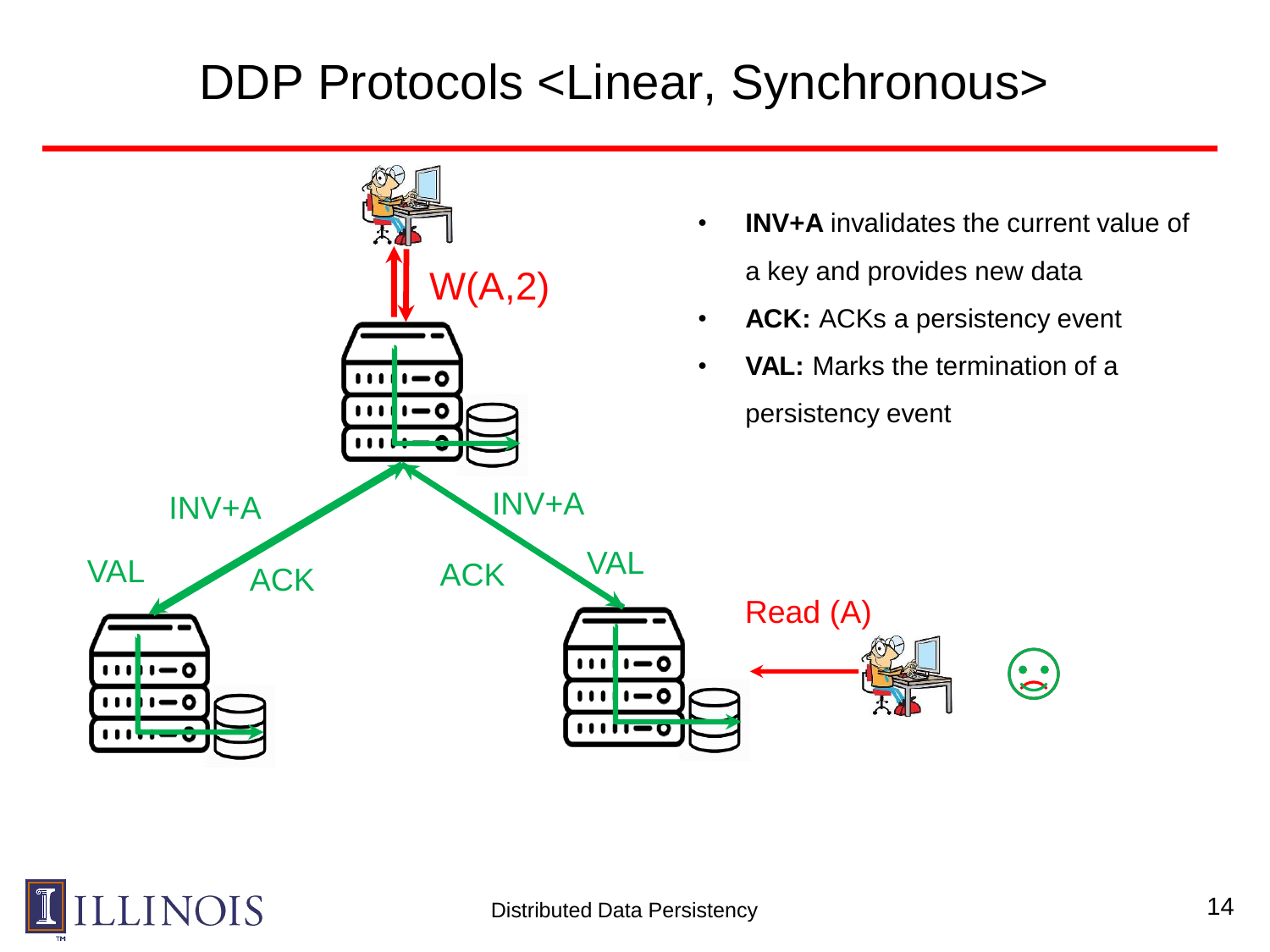# DDP Protocols <Linear, Synchronous>

W(A,2)

INV+A

INV+A

VAL

ACK

ACK

VAL

Read (A)

- **INV+A** invalidates the current value of a key and provides new data
- **ACK:** ACKs a persistency event
- **VAL:** Marks the termination of a persistency event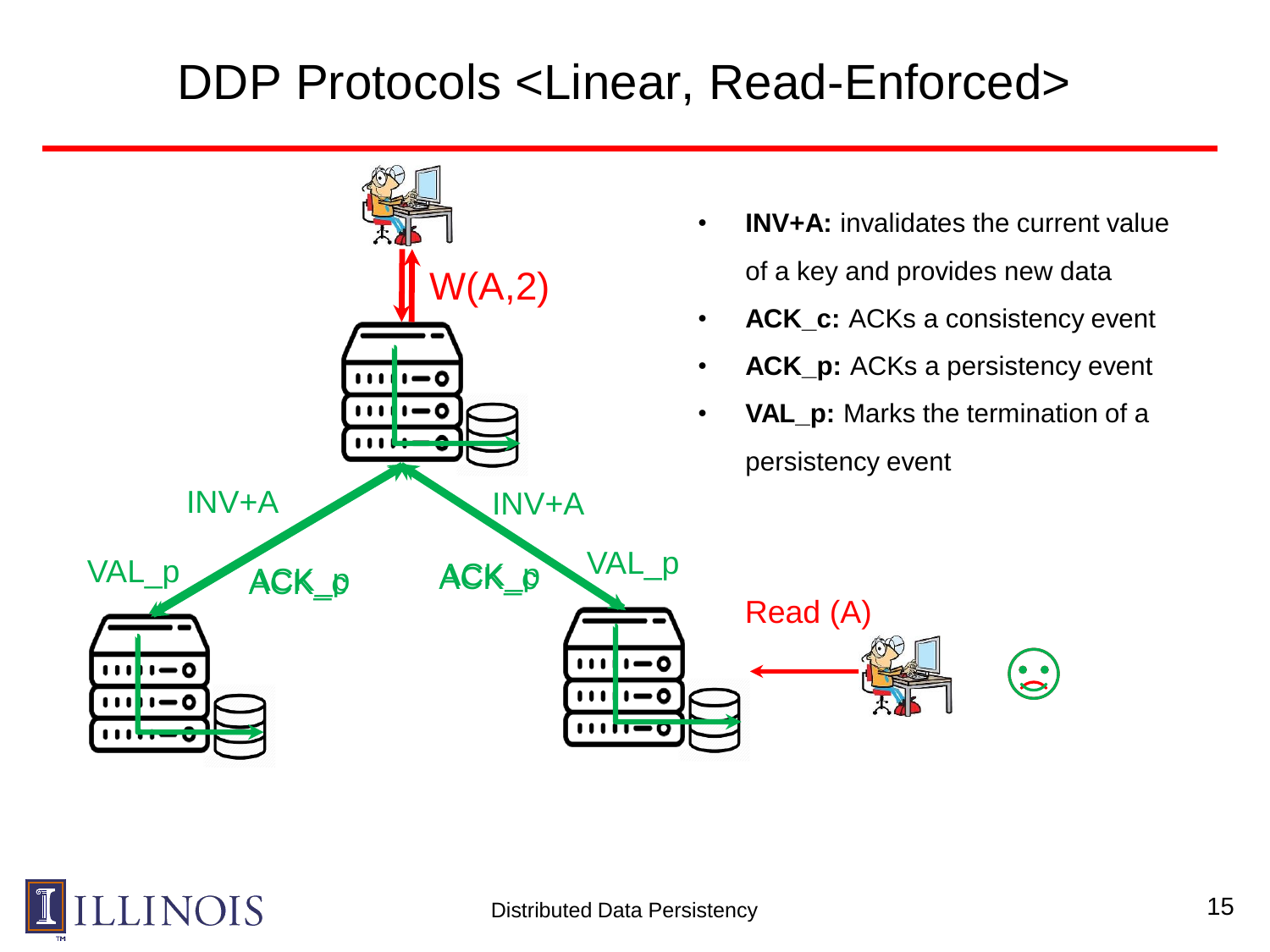# DDP Protocols <Linear, Read-Enforced>

W(A,2)

INV+A

INV+A

VAL_p

ACK_p

ACK_p

VAL_p

Read (A)

- **INV+A:** invalidates the current value of a key and provides new data
- **ACK_c:** ACKs a consistency event
- **ACK_p:** ACKs a persistency event
- **VAL_p:** Marks the termination of a persistency event

Distributed Data Persistency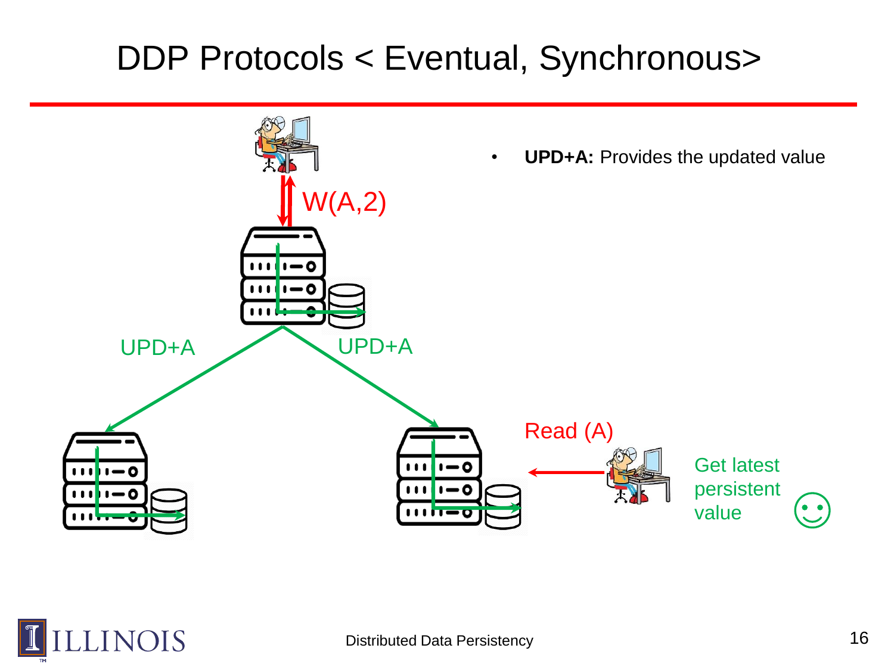# DDP Protocols < Eventual, Synchronous>

- **UPD+A:** Provides the updated value

W(A,2)

UPD+A

UPD+A

Read (A)

Get latest persistent value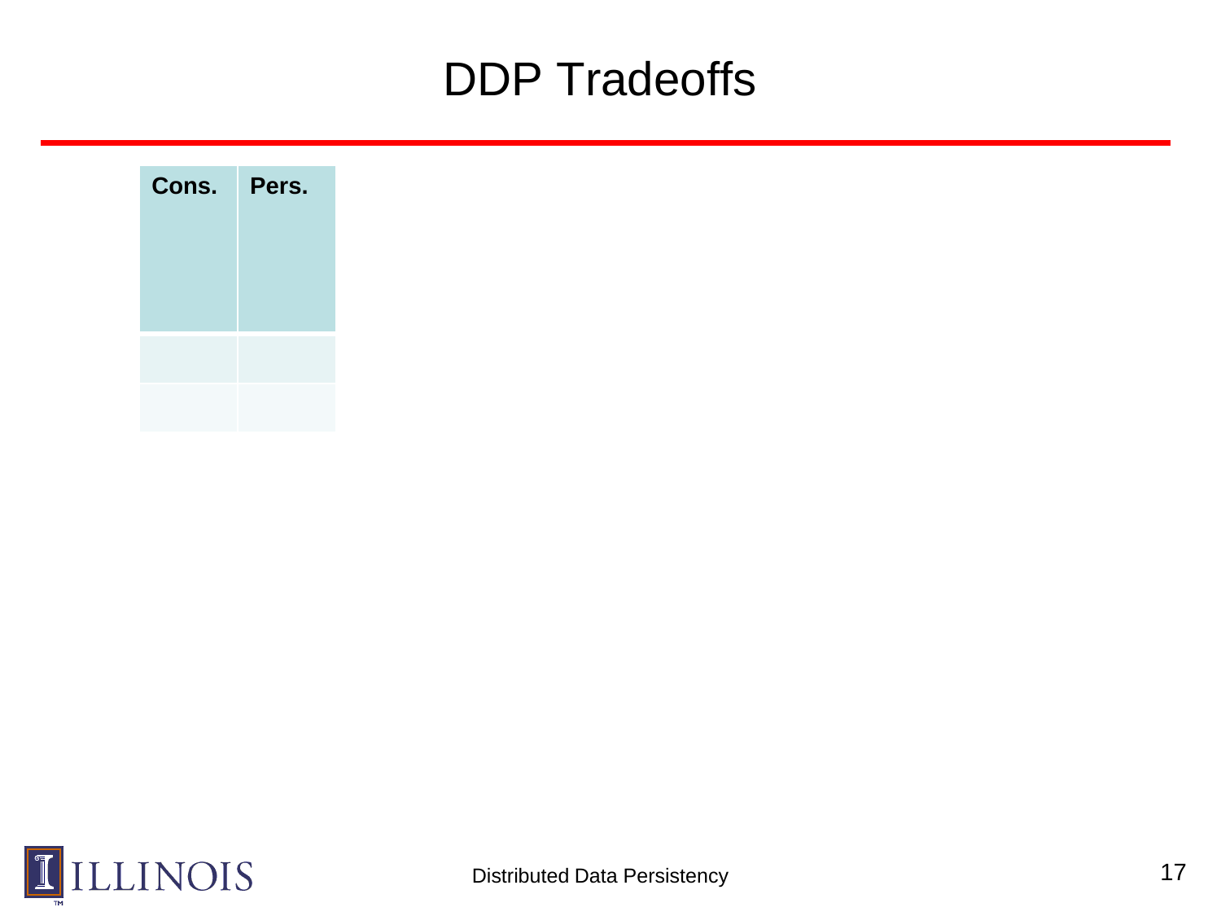# DDP Tradeoffs

| Cons. | Pers. |
| --- | --- |
| | |
| | |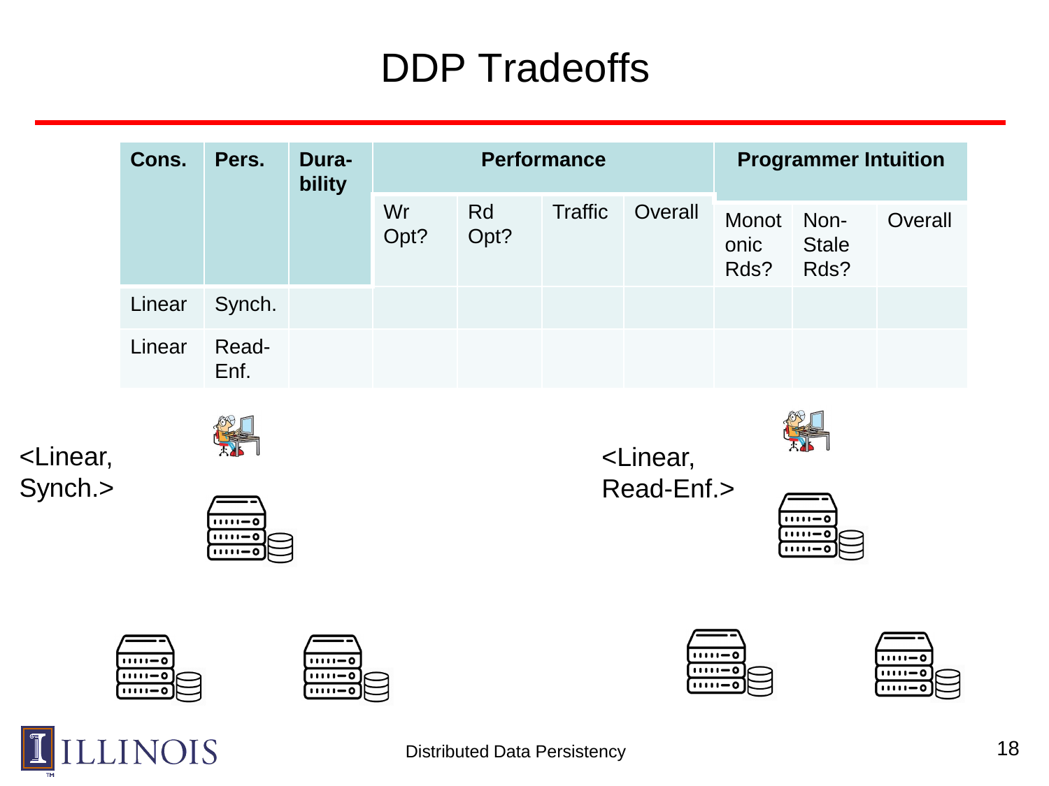# DDP Tradeoffs

| Cons. | Pers. | Dura-bility | Performance | | | | Programmer Intuition | | |
|---|---|---|---|---|---|---|---|---|---|
| | | | Wr Opt? | Rd Opt? | Traffic | Overall | Monotonic Rds? | Non-Stale Rds? | Overall |
| Linear | Synch. | | | | | | | | |
| Linear | Read-Enf. | | | | | | | | |

<Linear, Synch.>

<Linear, Read-Enf.>

Distributed Data Persistency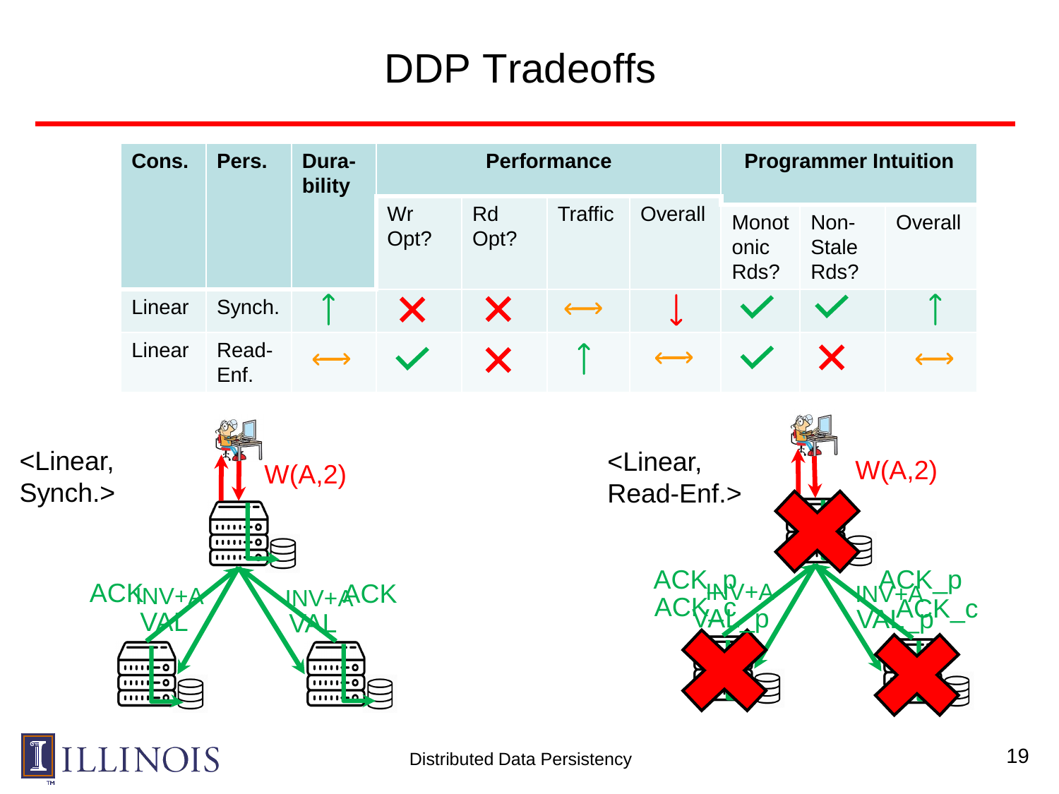# DDP Tradeoffs

| Cons. | Pers. | Dura-bility | Performance | | | | Programmer Intuition | | |
|---|---|---|---|---|---|---|---|---|---|
| | | | Wr Opt? | Rd Opt? | Traffic | Overall | Monotonic Rds? | Non-Stale Rds? | Overall |
| Linear | Synch. | ↑ | ✗ | ✗ | ⟷ | ↓ | ✓ | ✓ | ↑ |
| Linear | Read-Enf. | ⟷ | ✓ | ✗ | ↑ | ⟷ | ✓ | ✗ | ⟷ |

<Linear, Synch.>

W(A,2)

ACK

INV+A

VAL

INV+A

ACK

VAL

<Linear, Read-Enf.>

W(A,2)

ACK_p

ACK_c

INV+A

VAL_p

ACK_p

INV+A

ACK_c

VAL_p

Distributed Data Persistency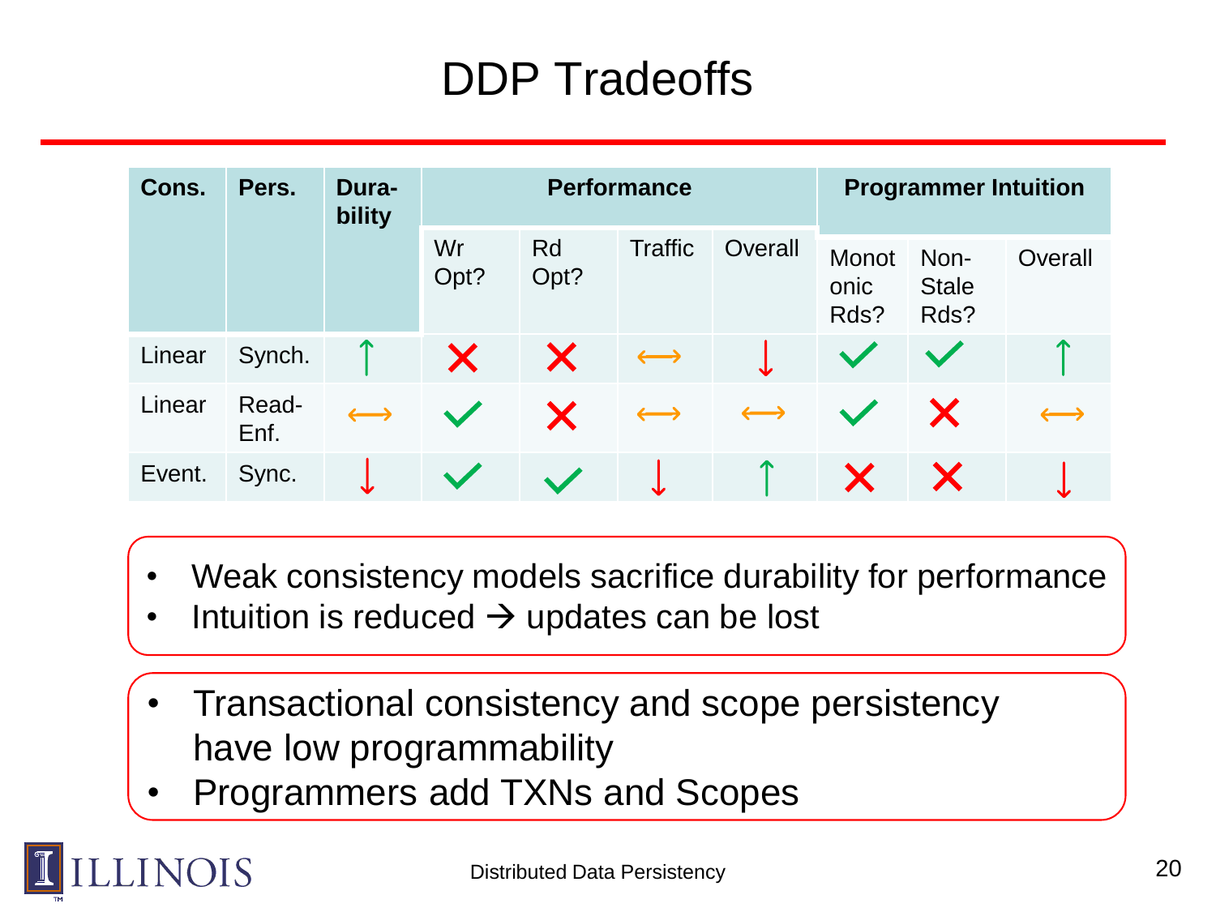# DDP Tradeoffs

| Cons. | Pers. | Durability | Performance | | | | Programmer Intuition | | |
|---|---|---|---|---|---|---|---|---|---|
| | | | Wr Opt? | Rd Opt? | Traffic | Overall | Monotonic Rds? | Non-Stale Rds? | Overall |
| Linear | Synch. | ↑ | ✗ | ✗ | ⟷ | ↓ | ✓ | ✓ | ↑ |
| Linear | Read-Enf. | ⟷ | ✓ | ✗ | ⟷ | ⟷ | ✓ | ✗ | ⟷ |
| Event. | Sync. | ↓ | ✓ | ✓ | ↓ | ↑ | ✗ | ✗ | ↓ |

- Weak consistency models sacrifice durability for performance
- Intuition is reduced → updates can be lost

- Transactional consistency and scope persistency have low programmability
- Programmers add TXNs and Scopes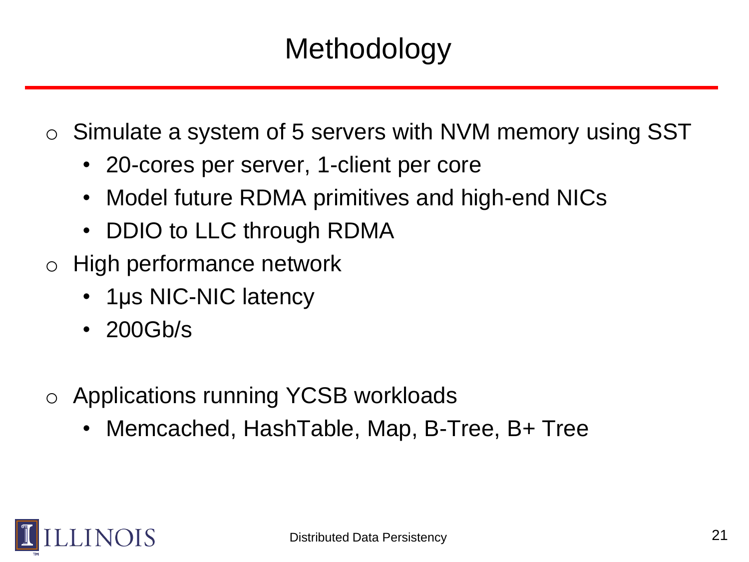# Methodology

- Simulate a system of 5 servers with NVM memory using SST
  - 20-cores per server, 1-client per core
  - Model future RDMA primitives and high-end NICs
  - DDIO to LLC through RDMA
- High performance network
  - 1μs NIC-NIC latency
  - 200Gb/s
- Applications running YCSB workloads
  - Memcached, HashTable, Map, B-Tree, B+ Tree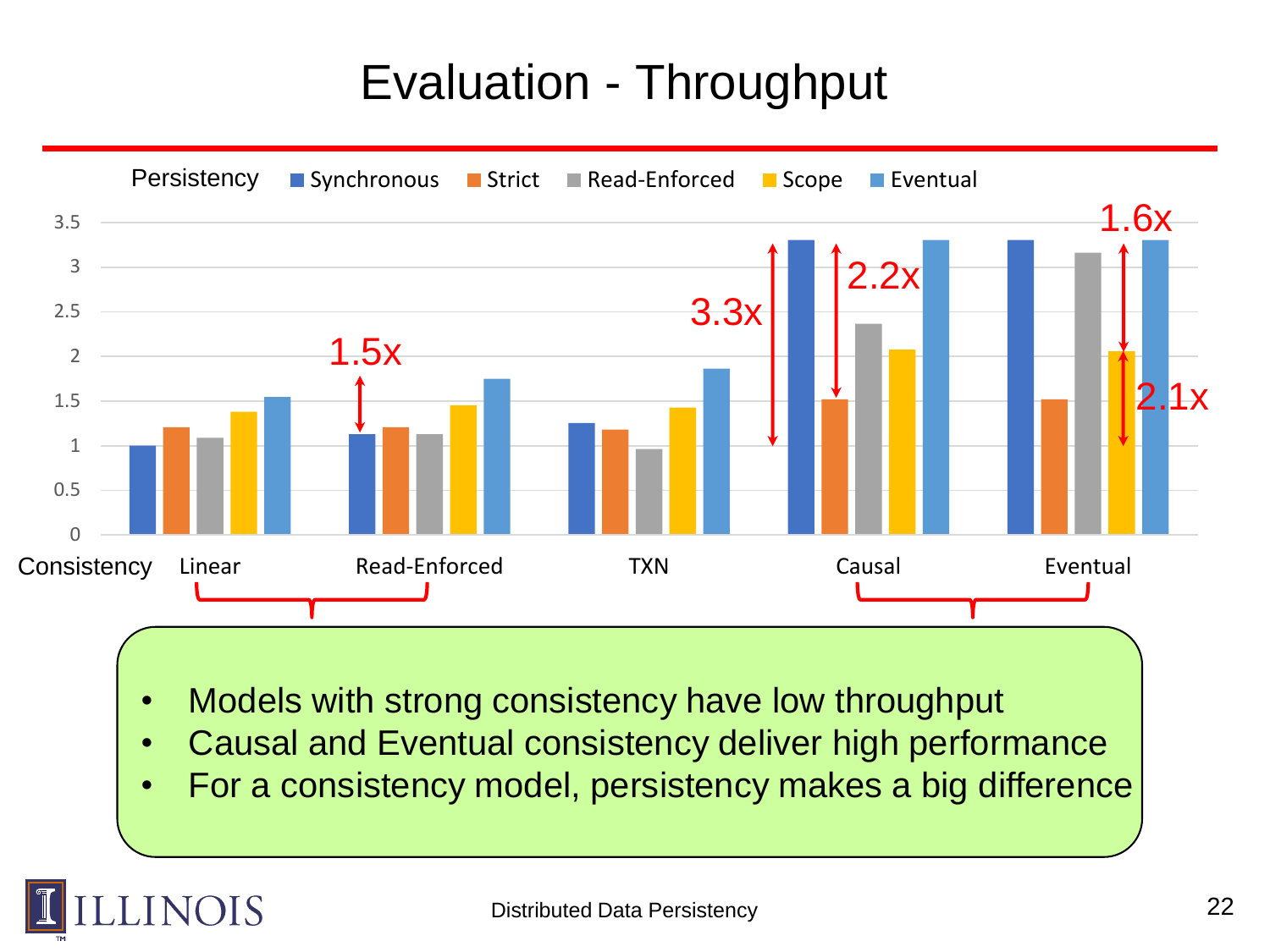# Evaluation - Throughput

Persistency: Synchronous, Strict, Read-Enforced, Scope, Eventual

3.5
3
2.5
2
1.5
1
0.5
0

Consistency: Linear, Read-Enforced, TXN, Causal, Eventual

1.5x
3.3x
2.2x
1.6x
2.1x

- Models with strong consistency have low throughput
- Causal and Eventual consistency deliver high performance
- For a consistency model, persistency makes a big difference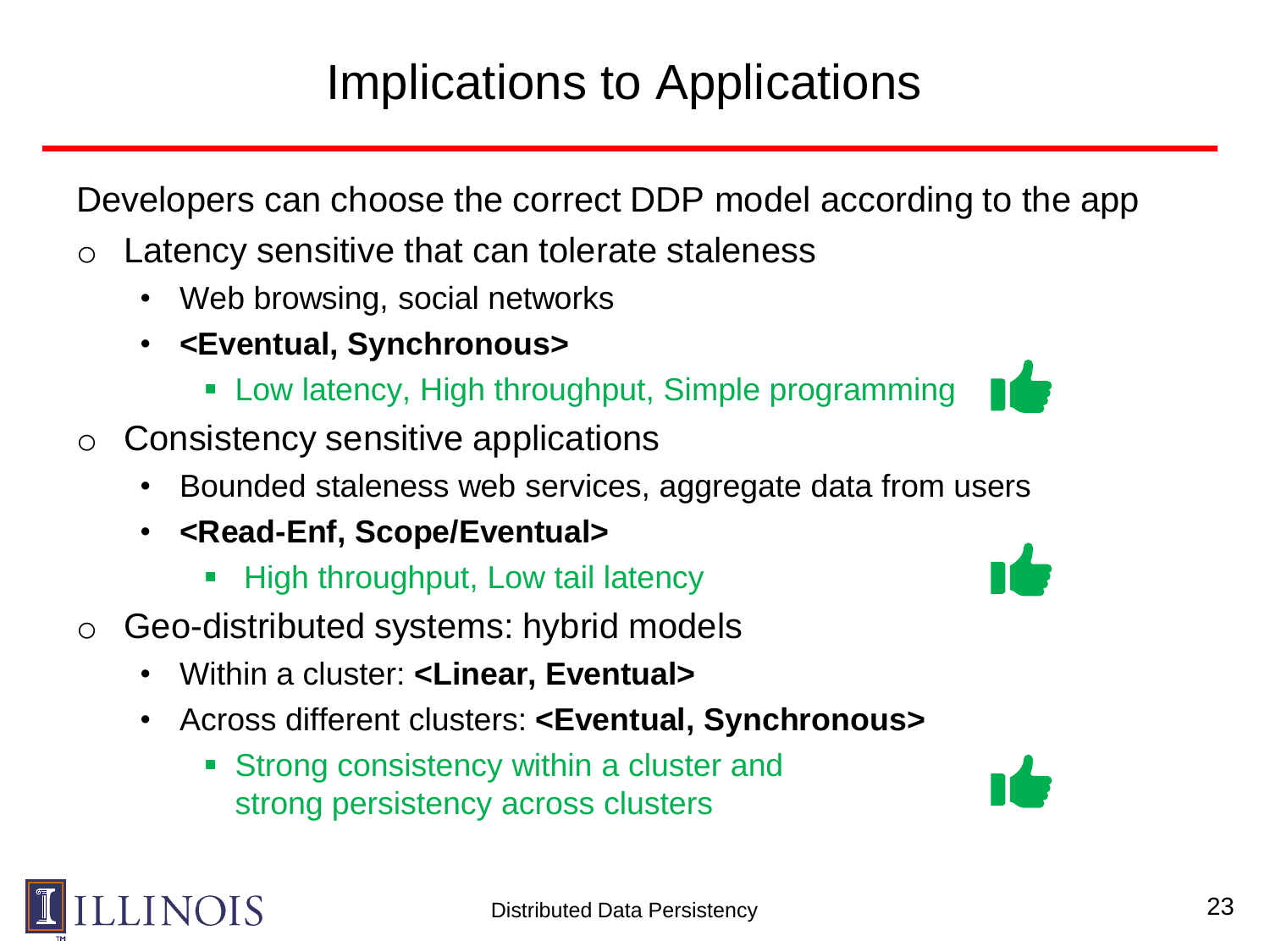# Implications to Applications

Developers can choose the correct DDP model according to the app

- Latency sensitive that can tolerate staleness
  - Web browsing, social networks
  - **<Eventual, Synchronous>**
    - Low latency, High throughput, Simple programming
- Consistency sensitive applications
  - Bounded staleness web services, aggregate data from users
  - **<Read-Enf, Scope/Eventual>**
    - High throughput, Low tail latency
- Geo-distributed systems: hybrid models
  - Within a cluster: **<Linear, Eventual>**
  - Across different clusters: **<Eventual, Synchronous>**
    - Strong consistency within a cluster and strong persistency across clusters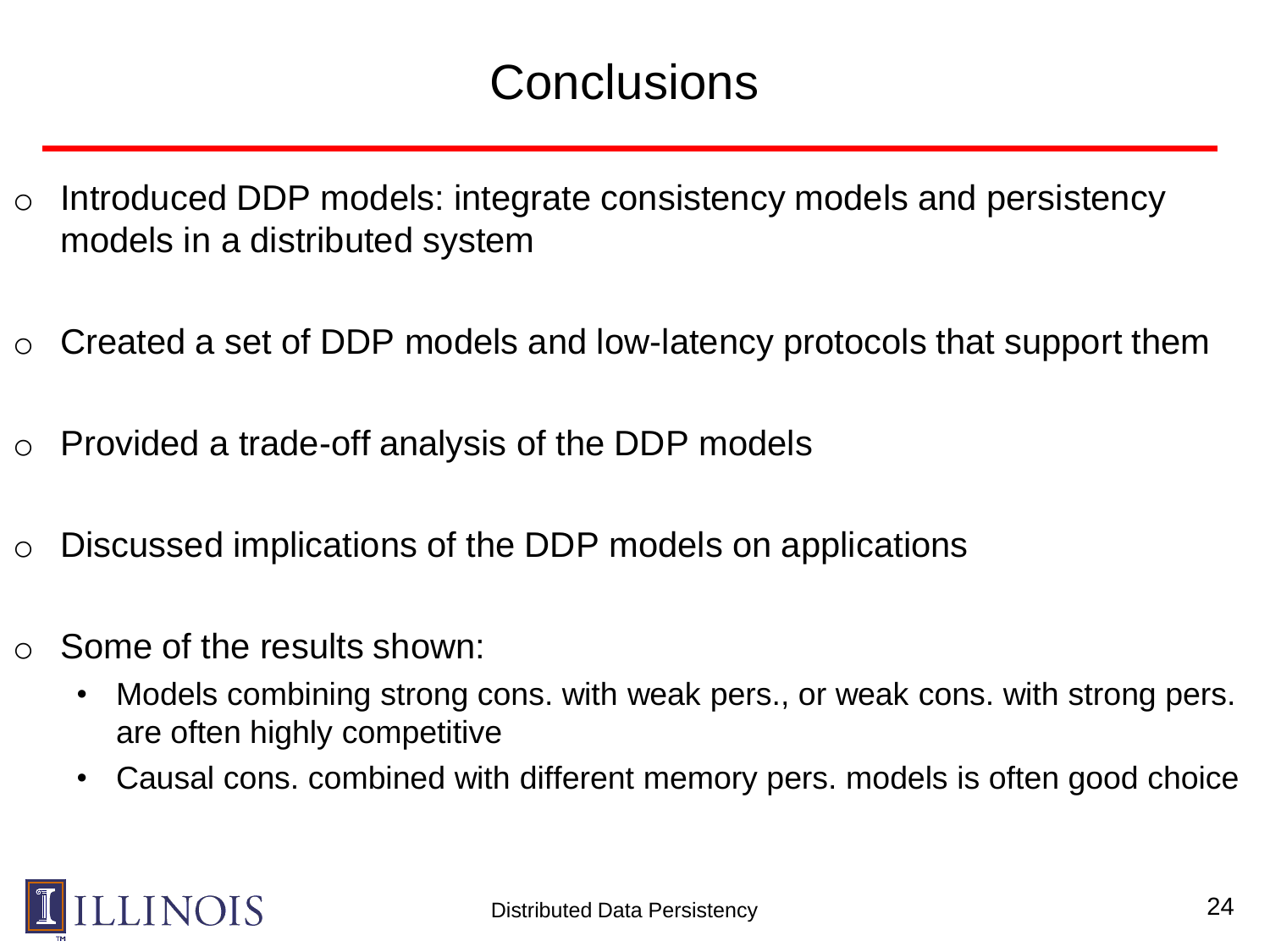# Conclusions

- Introduced DDP models: integrate consistency models and persistency models in a distributed system
- Created a set of DDP models and low-latency protocols that support them
- Provided a trade-off analysis of the DDP models
- Discussed implications of the DDP models on applications
- Some of the results shown:
  - Models combining strong cons. with weak pers., or weak cons. with strong pers. are often highly competitive
  - Causal cons. combined with different memory pers. models is often good choice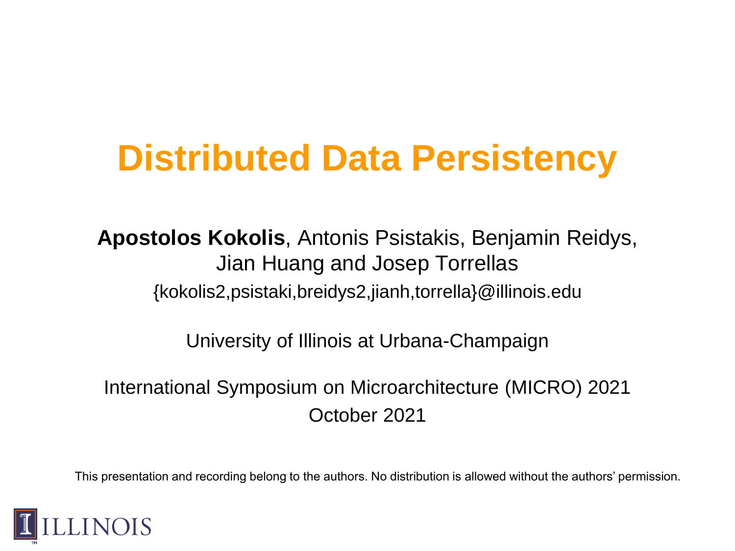# Distributed Data Persistency

**Apostolos Kokolis**, Antonis Psistakis, Benjamin Reidys, Jian Huang and Josep Torrellas

{kokolis2,psistaki,breidys2,jianh,torrella}@illinois.edu

University of Illinois at Urbana-Champaign

International Symposium on Microarchitecture (MICRO) 2021

October 2021

This presentation and recording belong to the authors. No distribution is allowed without the authors' permission.

ILLINOIS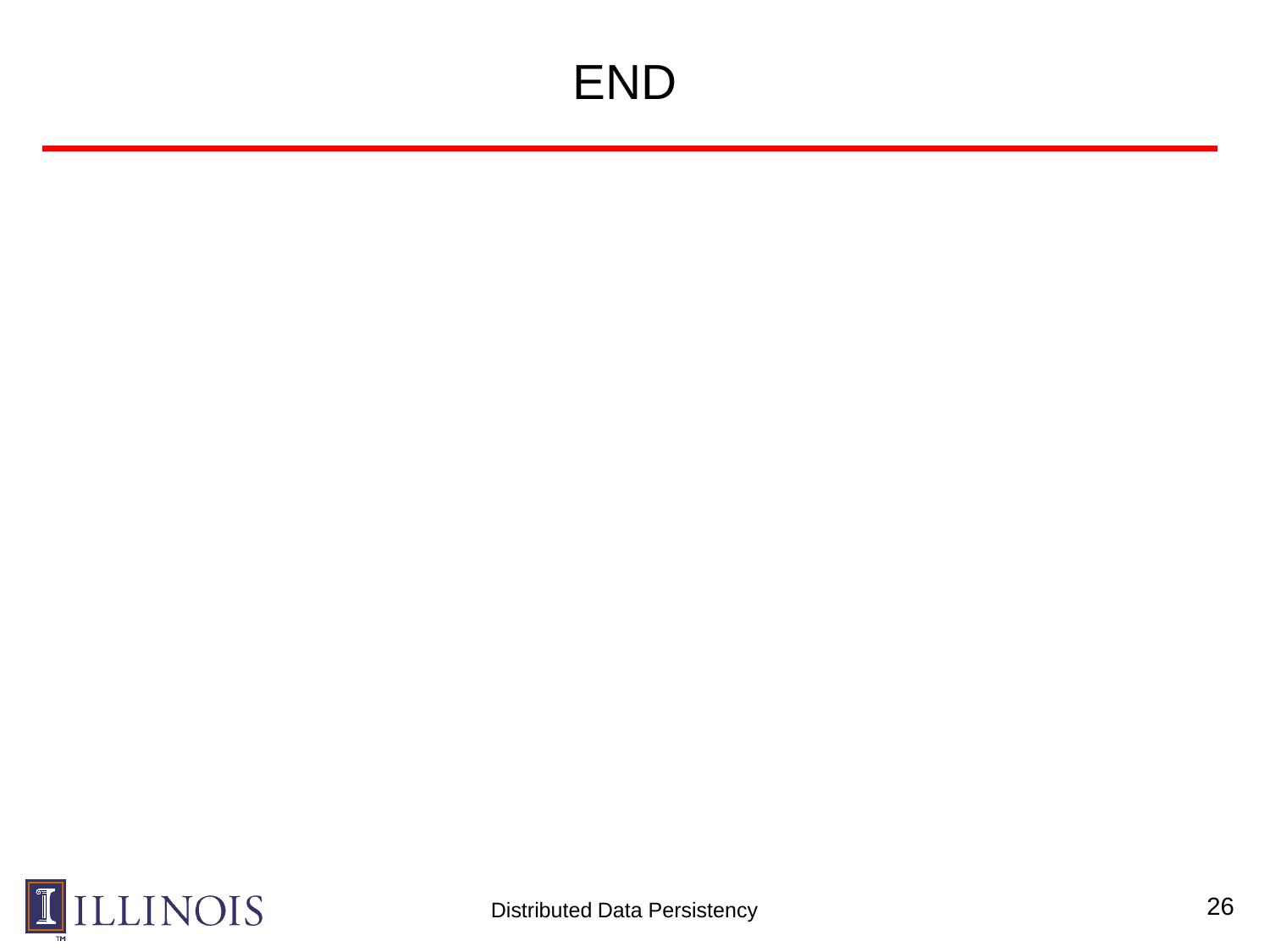# END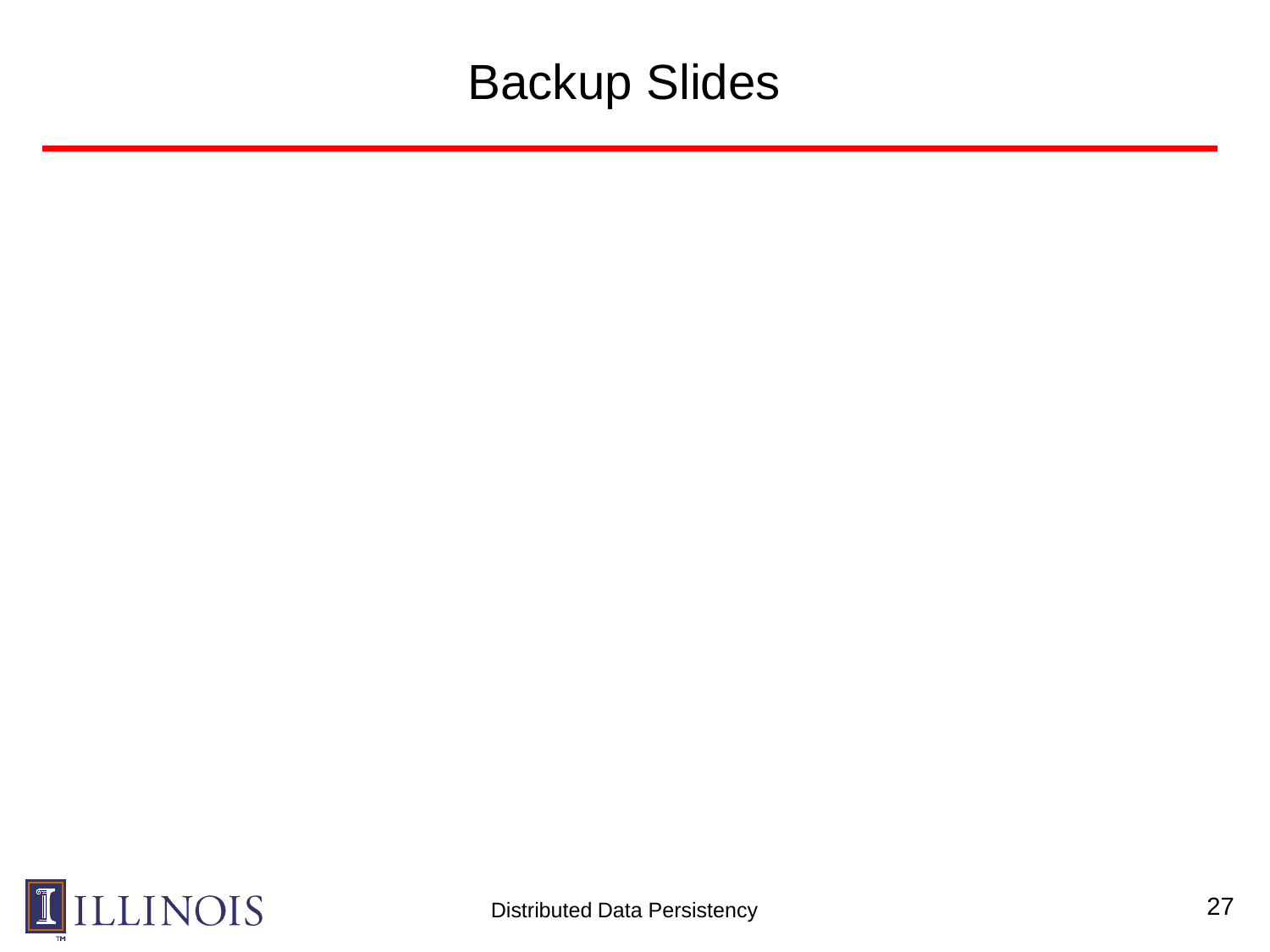# Backup Slides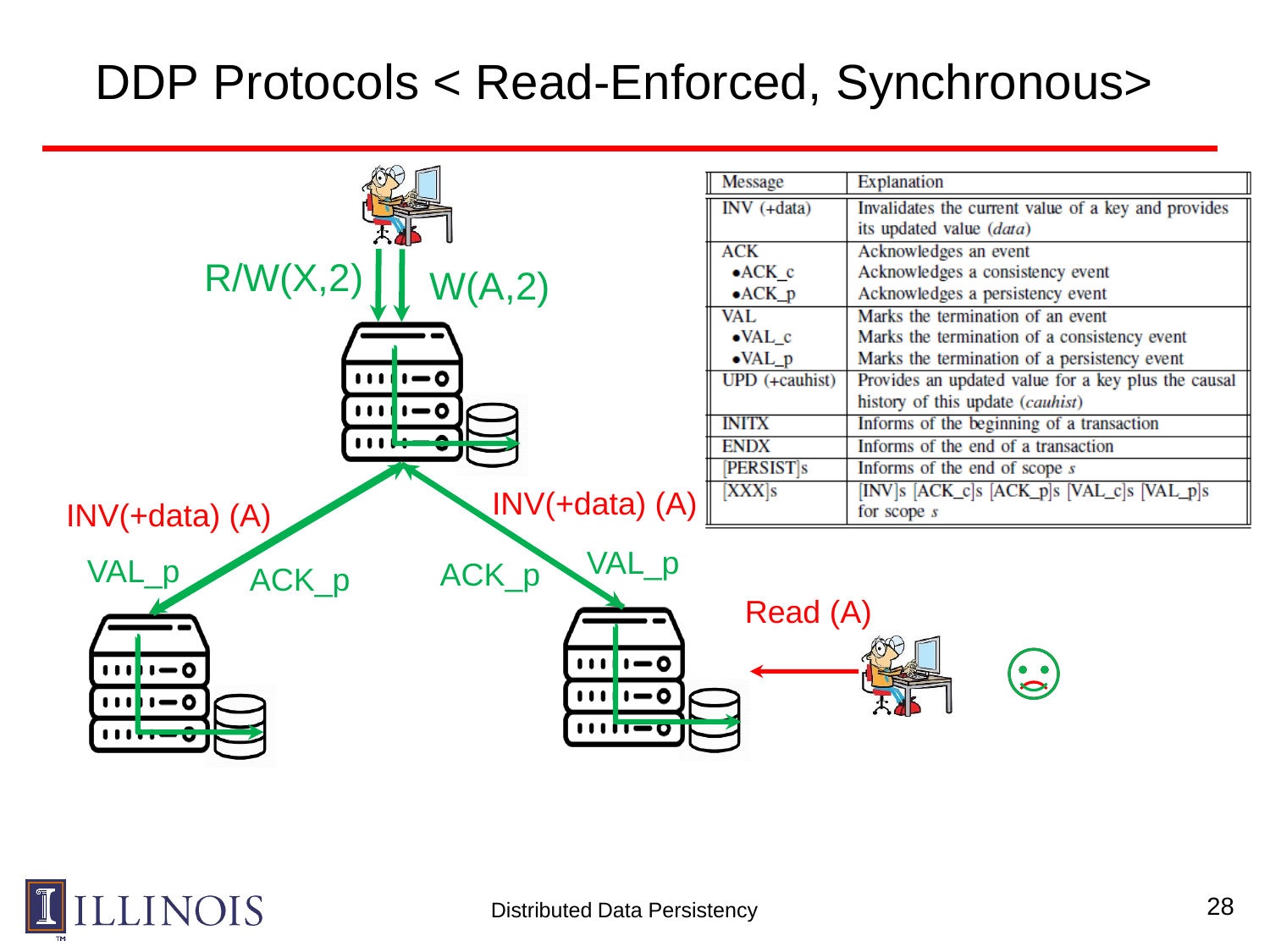# DDP Protocols < Read-Enforced, Synchronous>

R/W(X,2)

W(A,2)

INV(+data) (A)

INV(+data) (A)

VAL_p

ACK_p

ACK_p

VAL_p

Read (A)

| Message | Explanation |
|---|---|
| INV (+data) | Invalidates the current value of a key and provides its updated value (*data*) |
| ACK | Acknowledges an event |
| •ACK_c | Acknowledges a consistency event |
| •ACK_p | Acknowledges a persistency event |
| VAL | Marks the termination of an event |
| •VAL_c | Marks the termination of a consistency event |
| •VAL_p | Marks the termination of a persistency event |
| UPD (+cauhist) | Provides an updated value for a key plus the causal history of this update (*cauhist*) |
| INITX | Informs of the beginning of a transaction |
| ENDX | Informs of the end of a transaction |
| [PERSIST]s | Informs of the end of scope *s* |
| [XXX]s | [INV]s [ACK_c]s [ACK_p]s [VAL_c]s [VAL_p]s for scope *s* |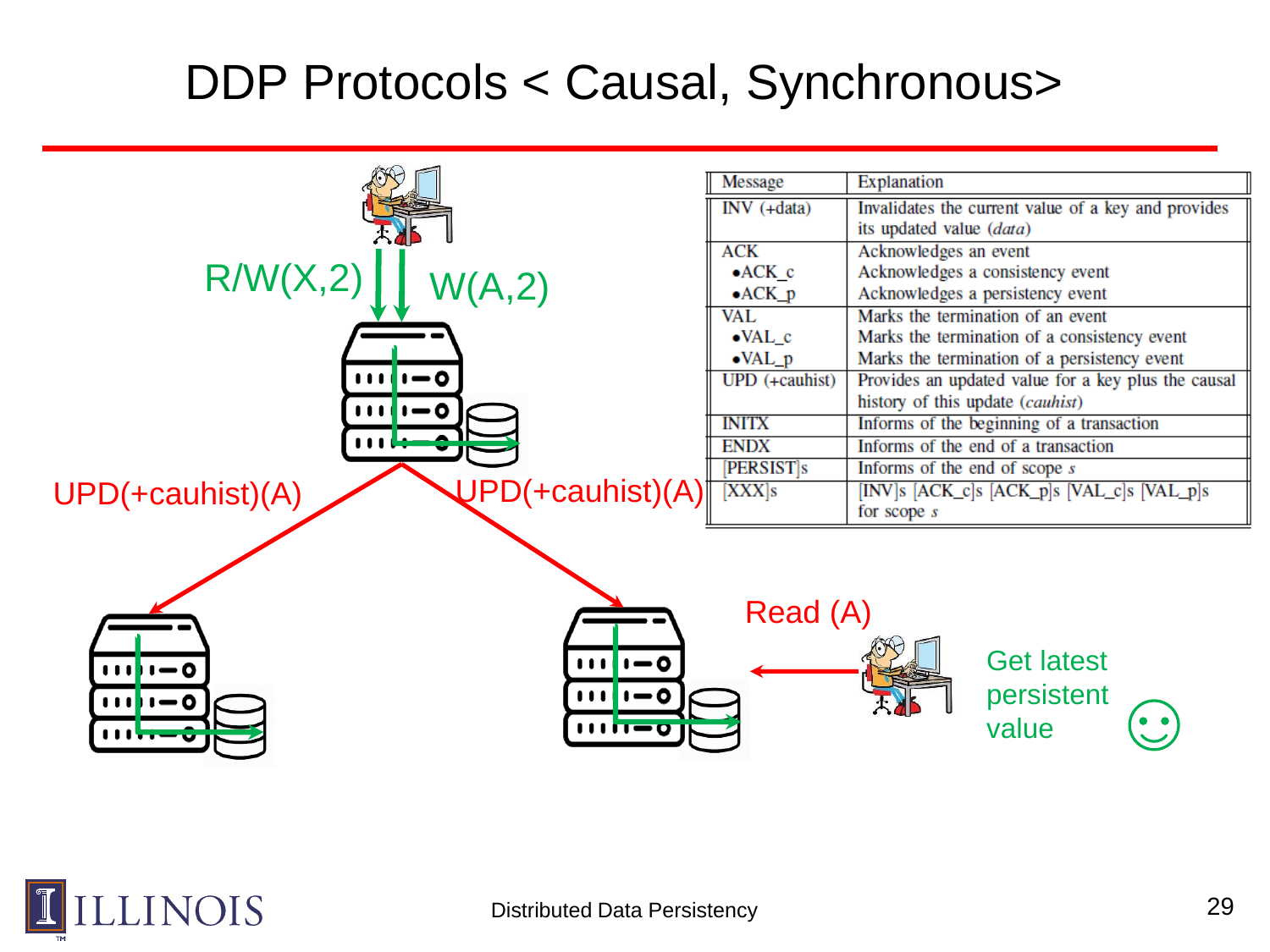# DDP Protocols < Causal, Synchronous>

R/W(X,2)

W(A,2)

UPD(+cauhist)(A)

UPD(+cauhist)(A)

Read (A)

Get latest persistent value

| Message | Explanation |
|---|---|
| INV (+data) | Invalidates the current value of a key and provides its updated value (*data*) |
| ACK<br>•ACK_c<br>•ACK_p | Acknowledges an event<br>Acknowledges a consistency event<br>Acknowledges a persistency event |
| VAL<br>•VAL_c<br>•VAL_p | Marks the termination of an event<br>Marks the termination of a consistency event<br>Marks the termination of a persistency event |
| UPD (+cauhist) | Provides an updated value for a key plus the causal history of this update (*cauhist*) |
| INITX | Informs of the beginning of a transaction |
| ENDX | Informs of the end of a transaction |
| [PERSIST]s | Informs of the end of scope *s* |
| [XXX]s | [INV]s [ACK_c]s [ACK_p]s [VAL_c]s [VAL_p]s for scope *s* |

Distributed Data Persistency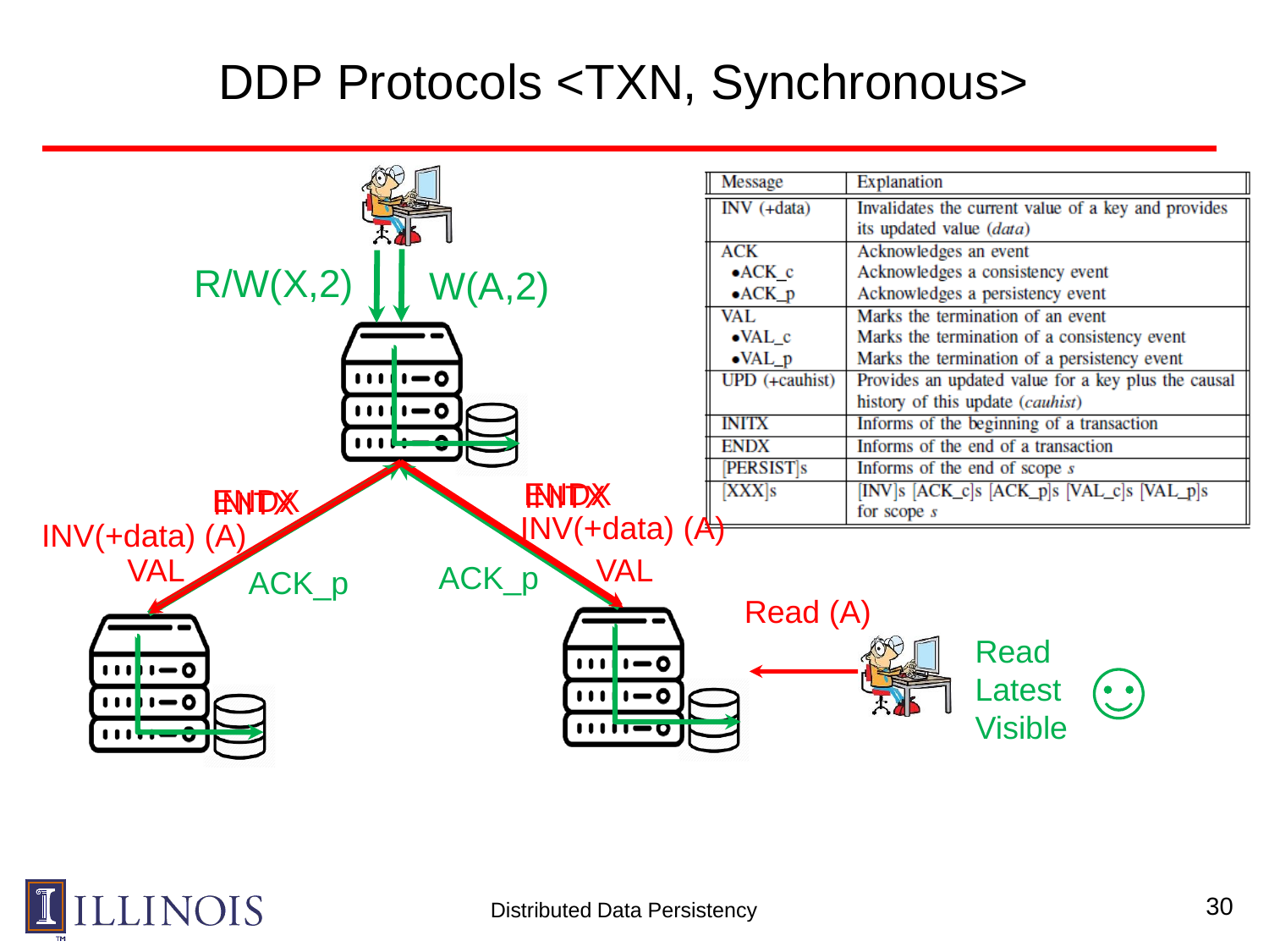# DDP Protocols <TXN, Synchronous>

R/W(X,2)

W(A,2)

INITX ENDX

INV(+data) (A)

VAL

ACK_p

INITX ENDX

INV(+data) (A)

ACK_p

VAL

Read (A)

Read Latest Visible

| Message | Explanation |
|---|---|
| INV (+data) | Invalidates the current value of a key and provides its updated value (*data*) |
| ACK<br>•ACK_c<br>•ACK_p | Acknowledges an event<br>Acknowledges a consistency event<br>Acknowledges a persistency event |
| VAL<br>•VAL_c<br>•VAL_p | Marks the termination of an event<br>Marks the termination of a consistency event<br>Marks the termination of a persistency event |
| UPD (+cauhist) | Provides an updated value for a key plus the causal history of this update (*cauhist*) |
| INITX | Informs of the beginning of a transaction |
| ENDX | Informs of the end of a transaction |
| [PERSIST]s | Informs of the end of scope *s* |
| [XXX]s | [INV]s [ACK_c]s [ACK_p]s [VAL_c]s [VAL_p]s for scope *s* |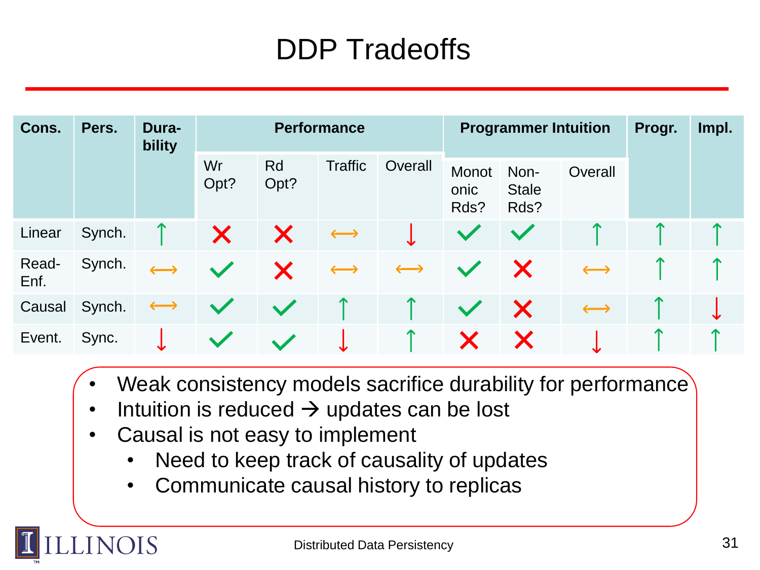# DDP Tradeoffs

| Cons. | Pers. | Durability | Performance | | | | Programmer Intuition | | | Progr. | Impl. |
|---|---|---|---|---|---|---|---|---|---|---|---|
| | | | Wr Opt? | Rd Opt? | Traffic | Overall | Monotonic Rds? | Non-Stale Rds? | Overall | | |
| Linear | Synch. | ↑ | ✗ | ✗ | ⟷ | ↓ | ✓ | ✓ | ↑ | ↑ | ↑ |
| Read-Enf. | Synch. | ⟷ | ✓ | ✗ | ⟷ | ⟷ | ✓ | ✗ | ⟷ | ↑ | ↑ |
| Causal | Synch. | ⟷ | ✓ | ✓ | ↑ | ↑ | ✓ | ✗ | ⟷ | ↑ | ↓ |
| Event. | Sync. | ↓ | ✓ | ✓ | ↓ | ↑ | ✗ | ✗ | ↓ | ↑ | ↑ |

- Weak consistency models sacrifice durability for performance
- Intuition is reduced → updates can be lost
- Causal is not easy to implement
  - Need to keep track of causality of updates
  - Communicate causal history to replicas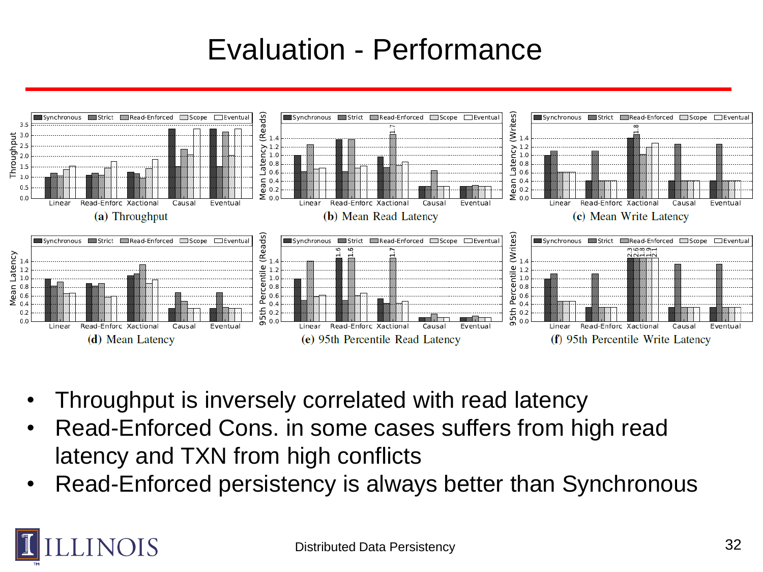# Evaluation - Performance

Synchronous Strict Read-Enforced Scope Eventual

Throughput

3.5
3.0
2.5
2.0
1.5
1.0
0.5
0.0

Linear Read-Enforc Xactional Causal Eventual

(a) Throughput

Mean Latency (Reads)

1.7

1.4
1.2
1.0
0.8
0.6
0.4
0.2
0.0

Linear Read-Enforc Xactional Causal Eventual

(b) Mean Read Latency

Mean Latency (Writes)

1.8

1.4
1.2
1.0
0.8
0.6
0.4
0.2
0.0

Linear Read-Enforc Xactional Causal Eventual

(c) Mean Write Latency

Mean Latency

1.4
1.2
1.0
0.8
0.6
0.4
0.2
0.0

Linear Read-Enforc Xactional Causal Eventual

(d) Mean Latency

95th Percentile (Reads)

1.6 1.6 1.7

1.4
1.2
1.0
0.8
0.6
0.4
0.2
0.0

Linear Read-Enforc Xactional Causal Eventual

(e) 95th Percentile Read Latency

95th Percentile (Writes)

2.3 2.6 1.8 1.9 2.1

1.4
1.2
1.0
0.8
0.6
0.4
0.2
0.0

Linear Read-Enforc Xactional Causal Eventual

(f) 95th Percentile Write Latency

- Throughput is inversely correlated with read latency
- Read-Enforced Cons. in some cases suffers from high read latency and TXN from high conflicts
- Read-Enforced persistency is always better than Synchronous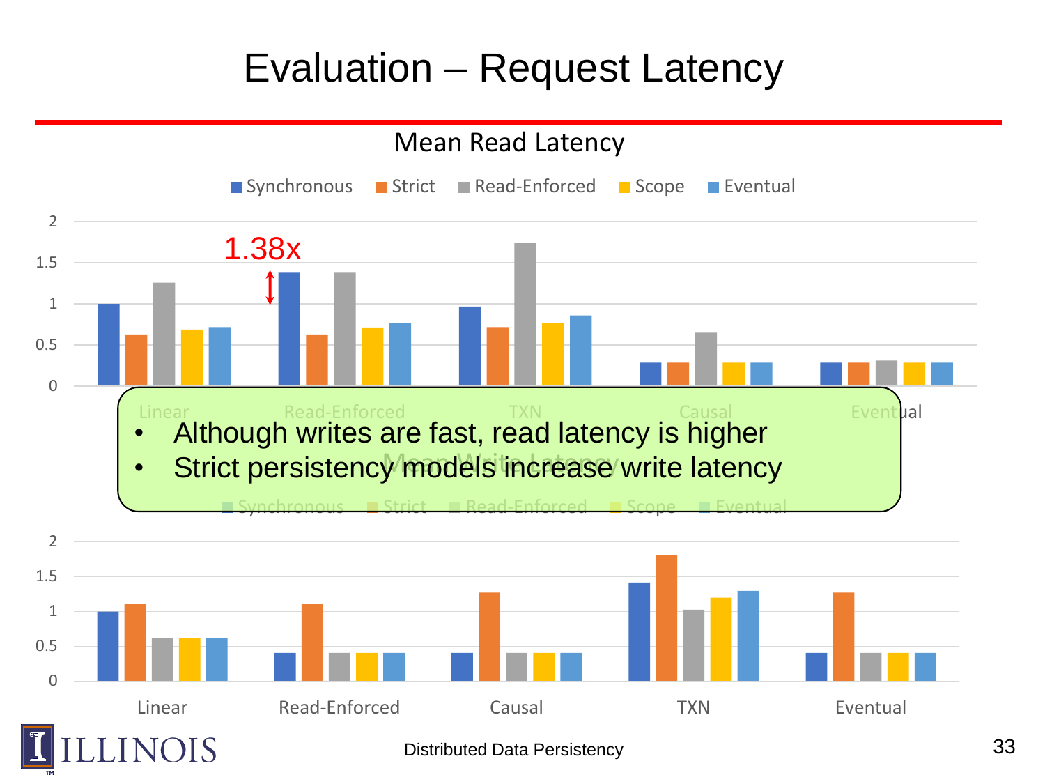# Evaluation – Request Latency

Mean Read Latency

Synchronous, Strict, Read-Enforced, Scope, Eventual

2
1.5
1
0.5
0

1.38x

Linear, Read-Enforced, TXN, Causal, Eventual

- Although writes are fast, read latency is higher
- Strict persistency models increase write latency

Mean Write Latency

Synchronous, Strict, Read-Enforced, Scope, Eventual

2
1.5
1
0.5
0

Linear, Read-Enforced, Causal, TXN, Eventual

Distributed Data Persistency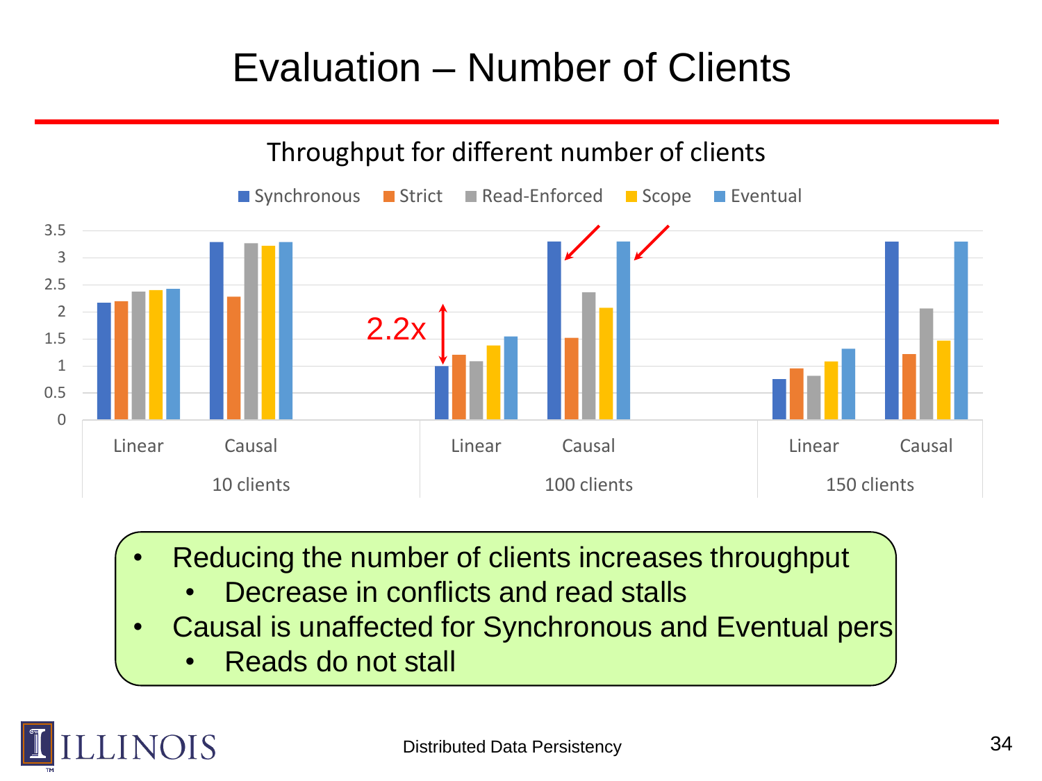# Evaluation – Number of Clients

Throughput for different number of clients

Synchronous, Strict, Read-Enforced, Scope, Eventual

3.5
3
2.5
2
1.5
1
0.5
0

2.2x

Linear, Causal — 10 clients
Linear, Causal — 100 clients
Linear, Causal — 150 clients

- Reducing the number of clients increases throughput
  - Decrease in conflicts and read stalls
- Causal is unaffected for Synchronous and Eventual pers
  - Reads do not stall

Distributed Data Persistency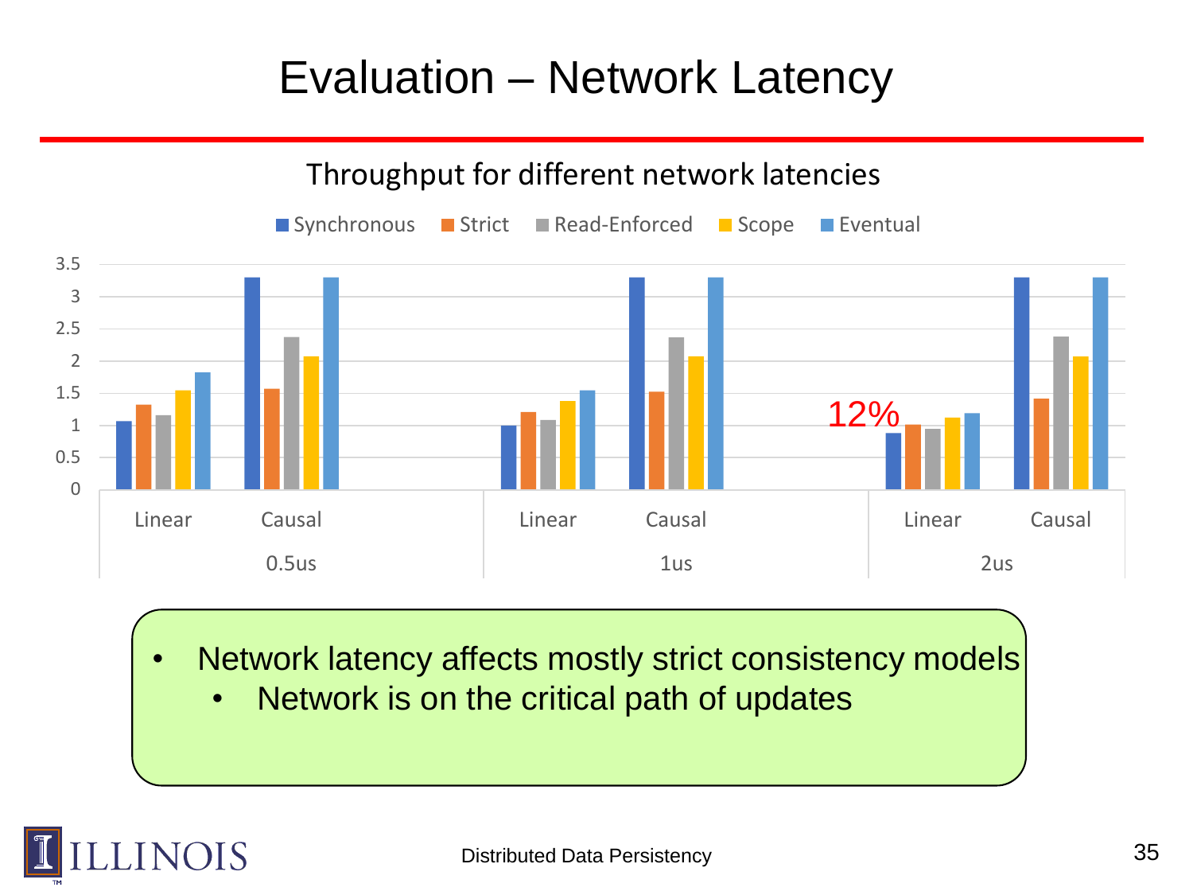# Evaluation – Network Latency

Throughput for different network latencies

Synchronous, Strict, Read-Enforced, Scope, Eventual

3.5
3
2.5
2
1.5
1
0.5
0

12%

Linear, Causal — 0.5us
Linear, Causal — 1us
Linear, Causal — 2us

- Network latency affects mostly strict consistency models
  - Network is on the critical path of updates

Distributed Data Persistency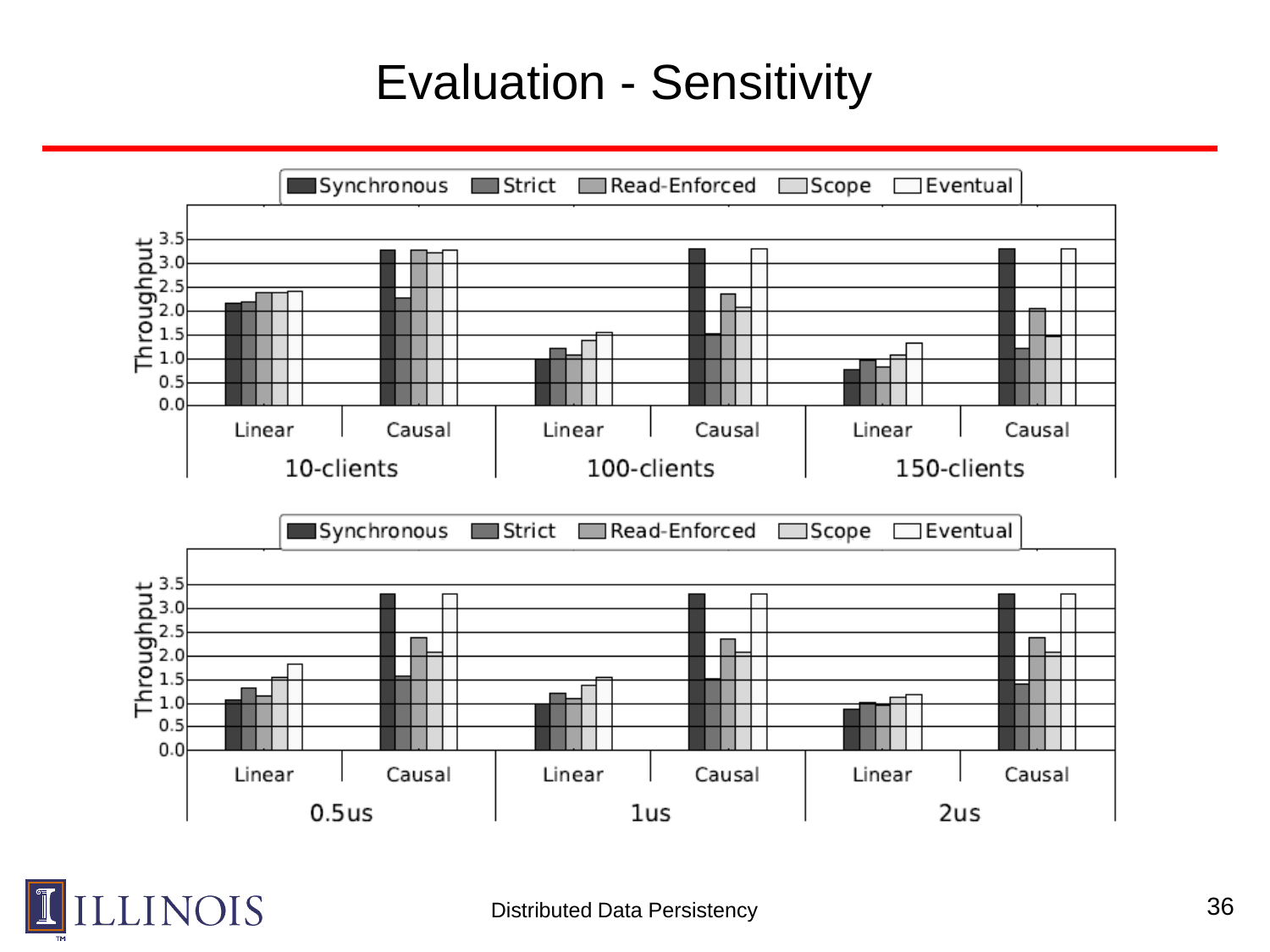# Evaluation - Sensitivity

Synchronous
Strict
Read-Enforced
Scope
Eventual

Throughput

3.5
3.0
2.5
2.0
1.5
1.0
0.5
0.0

Linear
Causal
Linear
Causal
Linear
Causal

10-clients
100-clients
150-clients

Synchronous
Strict
Read-Enforced
Scope
Eventual

Throughput

3.5
3.0
2.5
2.0
1.5
1.0
0.5
0.0

Linear
Causal
Linear
Causal
Linear
Causal

0.5us
1us
2us

Distributed Data Persistency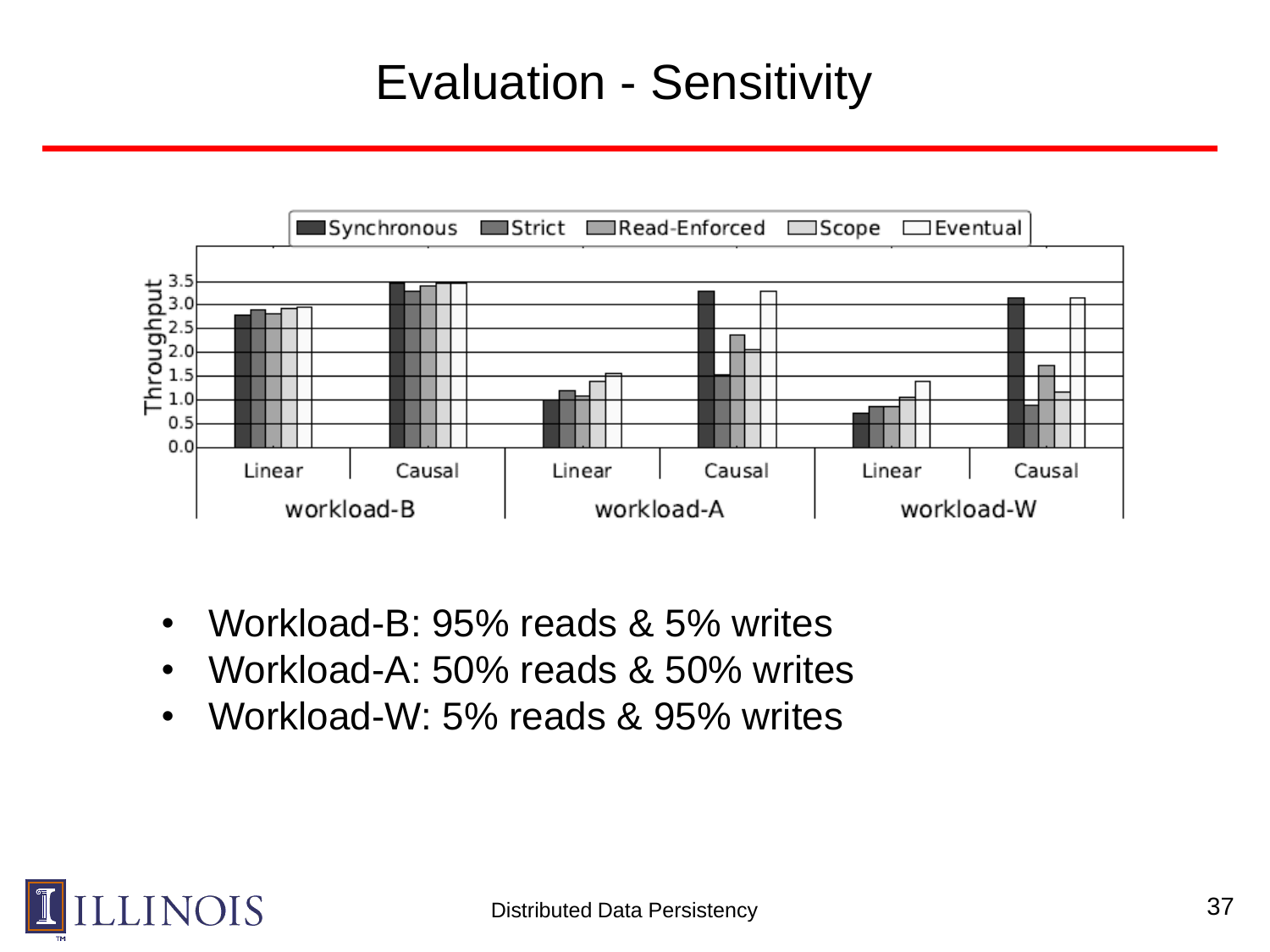# Evaluation - Sensitivity

Synchronous Strict Read-Enforced Scope Eventual

Throughput

3.5
3.0
2.5
2.0
1.5
1.0
0.5
0.0

Linear Causal Linear Causal Linear Causal

workload-B workload-A workload-W

- Workload-B: 95% reads & 5% writes
- Workload-A: 50% reads & 50% writes
- Workload-W: 5% reads & 95% writes